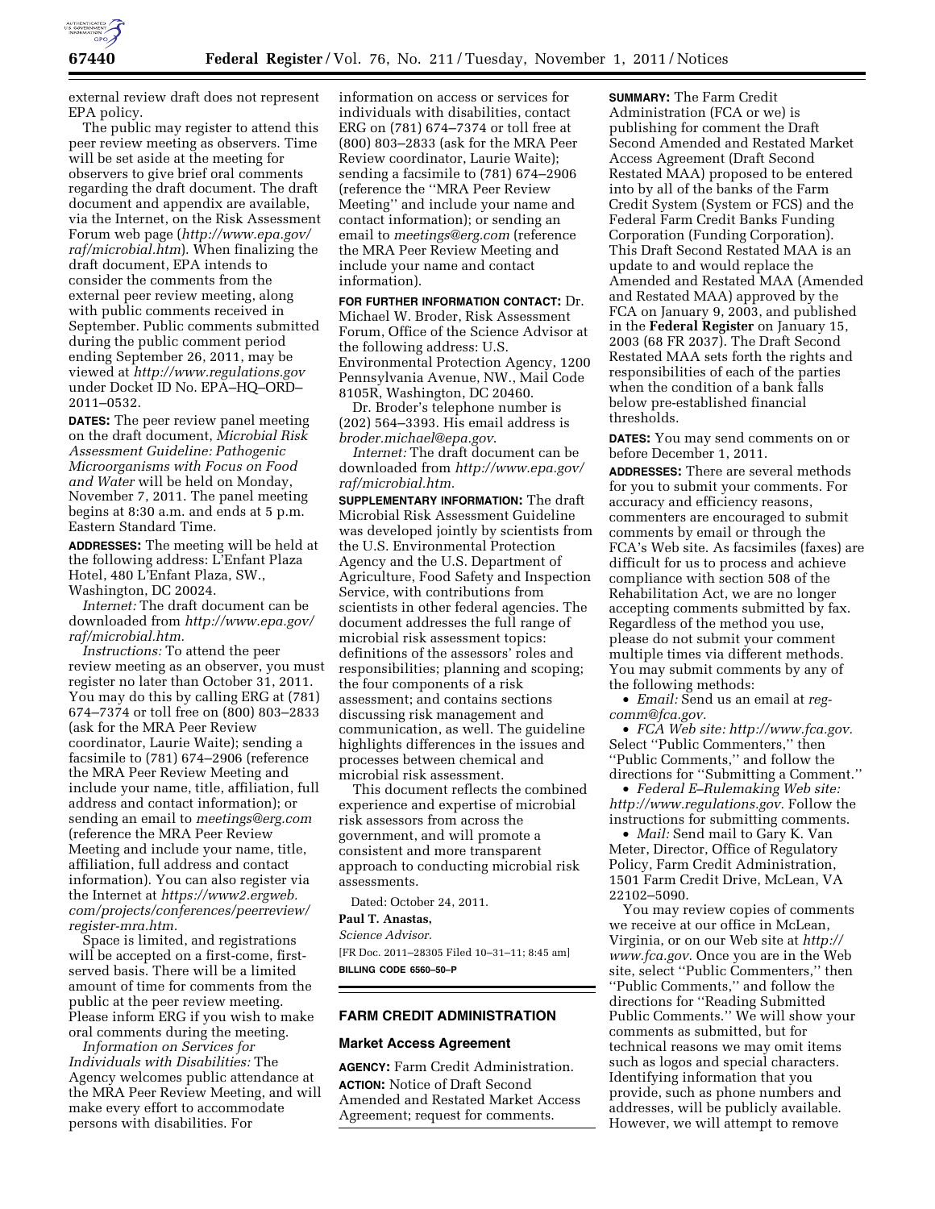external review draft does not represent EPA policy.

The public may register to attend this peer review meeting as observers. Time will be set aside at the meeting for observers to give brief oral comments regarding the draft document. The draft document and appendix are available, via the Internet, on the Risk Assessment Forum web page (*http://www.epa.gov/raf/microbial.htm*). When finalizing the draft document, EPA intends to consider the comments from the external peer review meeting, along with public comments received in September. Public comments submitted during the public comment period ending September 26, 2011, may be viewed at *http://www.regulations.gov* under Docket ID No. EPA–HQ–ORD–2011–0532.

**DATES:** The peer review panel meeting on the draft document, *Microbial Risk Assessment Guideline: Pathogenic Microorganisms with Focus on Food and Water* will be held on Monday, November 7, 2011. The panel meeting begins at 8:30 a.m. and ends at 5 p.m. Eastern Standard Time.

**ADDRESSES:** The meeting will be held at the following address: L'Enfant Plaza Hotel, 480 L'Enfant Plaza, SW., Washington, DC 20024.

*Internet:* The draft document can be downloaded from *http://www.epa.gov/raf/microbial.htm.*

*Instructions:* To attend the peer review meeting as an observer, you must register no later than October 31, 2011. You may do this by calling ERG at (781) 674–7374 or toll free on (800) 803–2833 (ask for the MRA Peer Review coordinator, Laurie Waite); sending a facsimile to (781) 674–2906 (reference the MRA Peer Review Meeting and include your name, title, affiliation, full address and contact information); or sending an email to *meetings@erg.com* (reference the MRA Peer Review Meeting and include your name, title, affiliation, full address and contact information). You can also register via the Internet at *https://www2.ergweb.com/projects/conferences/peerreview/register-mra.htm.*

Space is limited, and registrations will be accepted on a first-come, first-served basis. There will be a limited amount of time for comments from the public at the peer review meeting. Please inform ERG if you wish to make oral comments during the meeting.

*Information on Services for Individuals with Disabilities:* The Agency welcomes public attendance at the MRA Peer Review Meeting, and will make every effort to accommodate persons with disabilities. For information on access or services for individuals with disabilities, contact ERG on (781) 674–7374 or toll free at (800) 803–2833 (ask for the MRA Peer Review coordinator, Laurie Waite); sending a facsimile to (781) 674–2906 (reference the ''MRA Peer Review Meeting'' and include your name and contact information); or sending an email to *meetings@erg.com* (reference the MRA Peer Review Meeting and include your name and contact information).

**FOR FURTHER INFORMATION CONTACT:** Dr. Michael W. Broder, Risk Assessment Forum, Office of the Science Advisor at the following address: U.S. Environmental Protection Agency, 1200 Pennsylvania Avenue, NW., Mail Code 8105R, Washington, DC 20460.

Dr. Broder's telephone number is (202) 564–3393. His email address is *broder.michael@epa.gov*.

*Internet:* The draft document can be downloaded from *http://www.epa.gov/raf/microbial.htm.*

**SUPPLEMENTARY INFORMATION:** The draft Microbial Risk Assessment Guideline was developed jointly by scientists from the U.S. Environmental Protection Agency and the U.S. Department of Agriculture, Food Safety and Inspection Service, with contributions from scientists in other federal agencies. The document addresses the full range of microbial risk assessment topics: definitions of the assessors' roles and responsibilities; planning and scoping; the four components of a risk assessment; and contains sections discussing risk management and communication, as well. The guideline highlights differences in the issues and processes between chemical and microbial risk assessment.

This document reflects the combined experience and expertise of microbial risk assessors from across the government, and will promote a consistent and more transparent approach to conducting microbial risk assessments.

Dated: October 24, 2011.

**Paul T. Anastas,**

*Science Advisor.*

[FR Doc. 2011–28305 Filed 10–31–11; 8:45 am]

**BILLING CODE 6560–50–P**

## FARM CREDIT ADMINISTRATION

### Market Access Agreement

**AGENCY:** Farm Credit Administration.

**ACTION:** Notice of Draft Second Amended and Restated Market Access Agreement; request for comments.

**SUMMARY:** The Farm Credit Administration (FCA or we) is publishing for comment the Draft Second Amended and Restated Market Access Agreement (Draft Second Restated MAA) proposed to be entered into by all of the banks of the Farm Credit System (System or FCS) and the Federal Farm Credit Banks Funding Corporation (Funding Corporation). This Draft Second Restated MAA is an update to and would replace the Amended and Restated MAA (Amended and Restated MAA) approved by the FCA on January 9, 2003, and published in the **Federal Register** on January 15, 2003 (68 FR 2037). The Draft Second Restated MAA sets forth the rights and responsibilities of each of the parties when the condition of a bank falls below pre-established financial thresholds.

**DATES:** You may send comments on or before December 1, 2011.

**ADDRESSES:** There are several methods for you to submit your comments. For accuracy and efficiency reasons, commenters are encouraged to submit comments by email or through the FCA's Web site. As facsimiles (faxes) are difficult for us to process and achieve compliance with section 508 of the Rehabilitation Act, we are no longer accepting comments submitted by fax. Regardless of the method you use, please do not submit your comment multiple times via different methods. You may submit comments by any of the following methods:

- *Email:* Send us an email at *reg-comm@fca.gov.*
- *FCA Web site: http://www.fca.gov.* Select ''Public Commenters,'' then ''Public Comments,'' and follow the directions for ''Submitting a Comment.''
- *Federal E–Rulemaking Web site: http://www.regulations.gov.* Follow the instructions for submitting comments.
- *Mail:* Send mail to Gary K. Van Meter, Director, Office of Regulatory Policy, Farm Credit Administration, 1501 Farm Credit Drive, McLean, VA 22102–5090.

You may review copies of comments we receive at our office in McLean, Virginia, or on our Web site at *http://www.fca.gov.* Once you are in the Web site, select ''Public Commenters,'' then ''Public Comments,'' and follow the directions for ''Reading Submitted Public Comments.'' We will show your comments as submitted, but for technical reasons we may omit items such as logos and special characters. Identifying information that you provide, such as phone numbers and addresses, will be publicly available. However, we will attempt to remove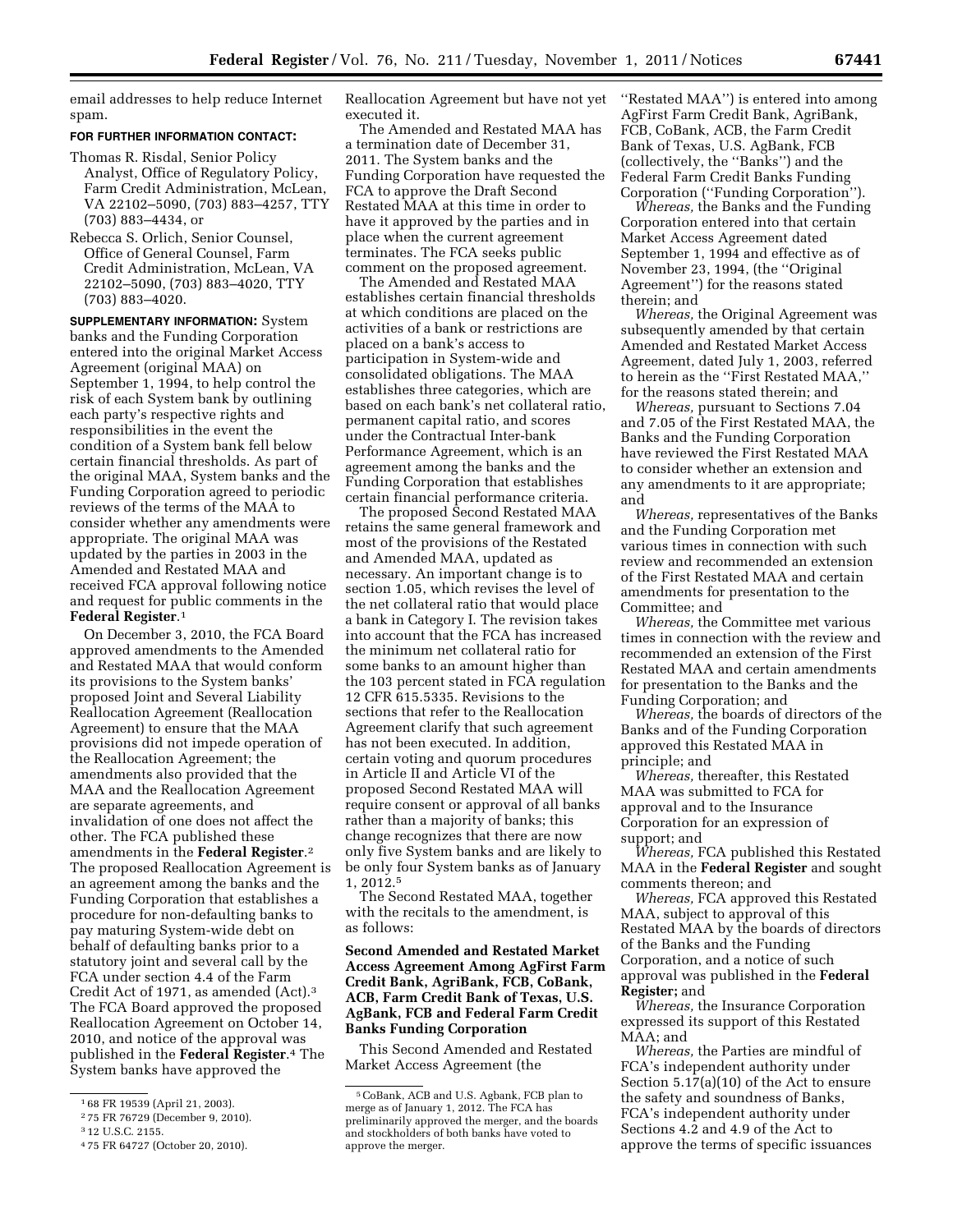email addresses to help reduce Internet spam.

**FOR FURTHER INFORMATION CONTACT:**

Thomas R. Risdal, Senior Policy Analyst, Office of Regulatory Policy, Farm Credit Administration, McLean, VA 22102–5090, (703) 883–4257, TTY (703) 883–4434, or

Rebecca S. Orlich, Senior Counsel, Office of General Counsel, Farm Credit Administration, McLean, VA 22102–5090, (703) 883–4020, TTY (703) 883–4020.

**SUPPLEMENTARY INFORMATION:** System banks and the Funding Corporation entered into the original Market Access Agreement (original MAA) on September 1, 1994, to help control the risk of each System bank by outlining each party's respective rights and responsibilities in the event the condition of a System bank fell below certain financial thresholds. As part of the original MAA, System banks and the Funding Corporation agreed to periodic reviews of the terms of the MAA to consider whether any amendments were appropriate. The original MAA was updated by the parties in 2003 in the Amended and Restated MAA and received FCA approval following notice and request for public comments in the **Federal Register**.[1]

On December 3, 2010, the FCA Board approved amendments to the Amended and Restated MAA that would conform its provisions to the System banks' proposed Joint and Several Liability Reallocation Agreement (Reallocation Agreement) to ensure that the MAA provisions did not impede operation of the Reallocation Agreement; the amendments also provided that the MAA and the Reallocation Agreement are separate agreements, and invalidation of one does not affect the other. The FCA published these amendments in the **Federal Register**.[2] The proposed Reallocation Agreement is an agreement among the banks and the Funding Corporation that establishes a procedure for non-defaulting banks to pay maturing System-wide debt on behalf of defaulting banks prior to a statutory joint and several call by the FCA under section 4.4 of the Farm Credit Act of 1971, as amended (Act).[3] The FCA Board approved the proposed Reallocation Agreement on October 14, 2010, and notice of the approval was published in the **Federal Register**.[4] The System banks have approved the Reallocation Agreement but have not yet executed it.

The Amended and Restated MAA has a termination date of December 31, 2011. The System banks and the Funding Corporation have requested the FCA to approve the Draft Second Restated MAA at this time in order to have it approved by the parties and in place when the current agreement terminates. The FCA seeks public comment on the proposed agreement.

The Amended and Restated MAA establishes certain financial thresholds at which conditions are placed on the activities of a bank or restrictions are placed on a bank's access to participation in System-wide and consolidated obligations. The MAA establishes three categories, which are based on each bank's net collateral ratio, permanent capital ratio, and scores under the Contractual Inter-bank Performance Agreement, which is an agreement among the banks and the Funding Corporation that establishes certain financial performance criteria.

The proposed Second Restated MAA retains the same general framework and most of the provisions of the Restated and Amended MAA, updated as necessary. An important change is to section 1.05, which revises the level of the net collateral ratio that would place a bank in Category I. The revision takes into account that the FCA has increased the minimum net collateral ratio for some banks to an amount higher than the 103 percent stated in FCA regulation 12 CFR 615.5335. Revisions to the sections that refer to the Reallocation Agreement clarify that such agreement has not been executed. In addition, certain voting and quorum procedures in Article II and Article VI of the proposed Second Restated MAA will require consent or approval of all banks rather than a majority of banks; this change recognizes that there are now only five System banks and are likely to be only four System banks as of January 1, 2012.[5]

The Second Restated MAA, together with the recitals to the amendment, is as follows:

### Second Amended and Restated Market Access Agreement Among AgFirst Farm Credit Bank, AgriBank, FCB, CoBank, ACB, Farm Credit Bank of Texas, U.S. AgBank, FCB and Federal Farm Credit Banks Funding Corporation

This Second Amended and Restated Market Access Agreement (the ''Restated MAA'') is entered into among AgFirst Farm Credit Bank, AgriBank, FCB, CoBank, ACB, the Farm Credit Bank of Texas, U.S. AgBank, FCB (collectively, the ''Banks'') and the Federal Farm Credit Banks Funding Corporation (''Funding Corporation'').

*Whereas,* the Banks and the Funding Corporation entered into that certain Market Access Agreement dated September 1, 1994 and effective as of November 23, 1994, (the ''Original Agreement'') for the reasons stated therein; and

*Whereas,* the Original Agreement was subsequently amended by that certain Amended and Restated Market Access Agreement, dated July 1, 2003, referred to herein as the ''First Restated MAA,'' for the reasons stated therein; and

*Whereas,* pursuant to Sections 7.04 and 7.05 of the First Restated MAA, the Banks and the Funding Corporation have reviewed the First Restated MAA to consider whether an extension and any amendments to it are appropriate; and

*Whereas,* representatives of the Banks and the Funding Corporation met various times in connection with such review and recommended an extension of the First Restated MAA and certain amendments for presentation to the Committee; and

*Whereas,* the Committee met various times in connection with the review and recommended an extension of the First Restated MAA and certain amendments for presentation to the Banks and the Funding Corporation; and

*Whereas,* the boards of directors of the Banks and of the Funding Corporation approved this Restated MAA in principle; and

*Whereas,* thereafter, this Restated MAA was submitted to FCA for approval and to the Insurance Corporation for an expression of support; and

*Whereas,* FCA published this Restated MAA in the **Federal Register** and sought comments thereon; and

*Whereas,* FCA approved this Restated MAA, subject to approval of this Restated MAA by the boards of directors of the Banks and the Funding Corporation, and a notice of such approval was published in the **Federal Register;** and

*Whereas,* the Insurance Corporation expressed its support of this Restated MAA; and

*Whereas,* the Parties are mindful of FCA's independent authority under Section 5.17(a)(10) of the Act to ensure the safety and soundness of Banks, FCA's independent authority under Sections 4.2 and 4.9 of the Act to approve the terms of specific issuances

---

[1] 68 FR 19539 (April 21, 2003).

[2] 75 FR 76729 (December 9, 2010).

[3] 12 U.S.C. 2155.

[4] 75 FR 64727 (October 20, 2010).

[5] CoBank, ACB and U.S. Agbank, FCB plan to merge as of January 1, 2012. The FCA has preliminarily approved the merger, and the boards and stockholders of both banks have voted to approve the merger.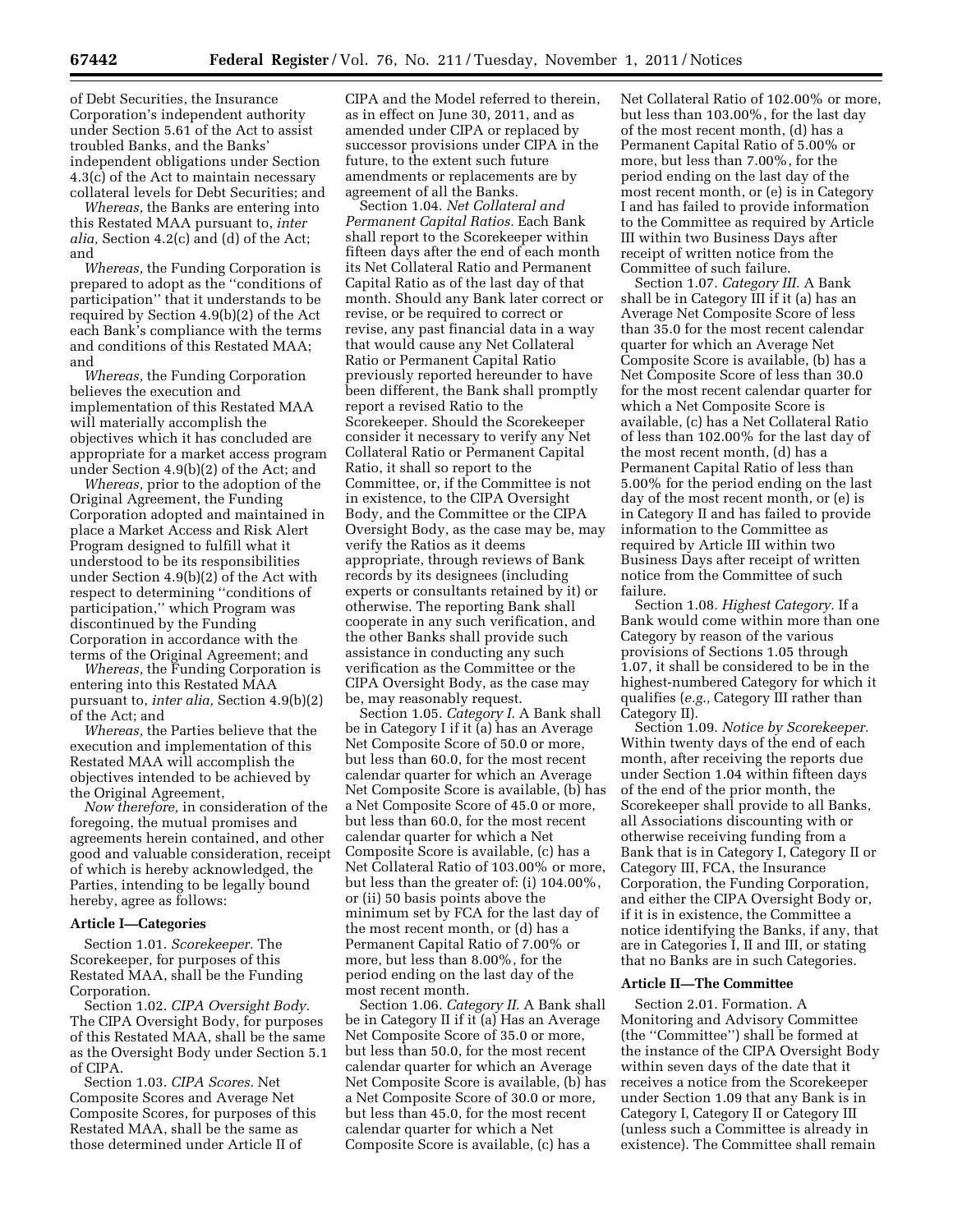of Debt Securities, the Insurance Corporation's independent authority under Section 5.61 of the Act to assist troubled Banks, and the Banks' independent obligations under Section 4.3(c) of the Act to maintain necessary collateral levels for Debt Securities; and

*Whereas,* the Banks are entering into this Restated MAA pursuant to, *inter alia,* Section 4.2(c) and (d) of the Act; and

*Whereas,* the Funding Corporation is prepared to adopt as the "conditions of participation" that it understands to be required by Section 4.9(b)(2) of the Act each Bank's compliance with the terms and conditions of this Restated MAA; and

*Whereas,* the Funding Corporation believes the execution and implementation of this Restated MAA will materially accomplish the objectives which it has concluded are appropriate for a market access program under Section 4.9(b)(2) of the Act; and

*Whereas,* prior to the adoption of the Original Agreement, the Funding Corporation adopted and maintained in place a Market Access and Risk Alert Program designed to fulfill what it understood to be its responsibilities under Section 4.9(b)(2) of the Act with respect to determining "conditions of participation," which Program was discontinued by the Funding Corporation in accordance with the terms of the Original Agreement; and

*Whereas,* the Funding Corporation is entering into this Restated MAA pursuant to, *inter alia,* Section 4.9(b)(2) of the Act; and

*Whereas,* the Parties believe that the execution and implementation of this Restated MAA will accomplish the objectives intended to be achieved by the Original Agreement,

*Now therefore,* in consideration of the foregoing, the mutual promises and agreements herein contained, and other good and valuable consideration, receipt of which is hereby acknowledged, the Parties, intending to be legally bound hereby, agree as follows:

## Article I—Categories

Section 1.01. *Scorekeeper.* The Scorekeeper, for purposes of this Restated MAA, shall be the Funding Corporation.

Section 1.02. *CIPA Oversight Body.* The CIPA Oversight Body, for purposes of this Restated MAA, shall be the same as the Oversight Body under Section 5.1 of CIPA.

Section 1.03. *CIPA Scores.* Net Composite Scores and Average Net Composite Scores, for purposes of this Restated MAA, shall be the same as those determined under Article II of CIPA and the Model referred to therein, as in effect on June 30, 2011, and as amended under CIPA or replaced by successor provisions under CIPA in the future, to the extent such future amendments or replacements are by agreement of all the Banks.

Section 1.04. *Net Collateral and Permanent Capital Ratios.* Each Bank shall report to the Scorekeeper within fifteen days after the end of each month its Net Collateral Ratio and Permanent Capital Ratio as of the last day of that month. Should any Bank later correct or revise, or be required to correct or revise, any past financial data in a way that would cause any Net Collateral Ratio or Permanent Capital Ratio previously reported hereunder to have been different, the Bank shall promptly report a revised Ratio to the Scorekeeper. Should the Scorekeeper consider it necessary to verify any Net Collateral Ratio or Permanent Capital Ratio, it shall so report to the Committee, or, if the Committee is not in existence, to the CIPA Oversight Body, and the Committee or the CIPA Oversight Body, as the case may be, may verify the Ratios as it deems appropriate, through reviews of Bank records by its designees (including experts or consultants retained by it) or otherwise. The reporting Bank shall cooperate in any such verification, and the other Banks shall provide such assistance in conducting any such verification as the Committee or the CIPA Oversight Body, as the case may be, may reasonably request.

Section 1.05. *Category I.* A Bank shall be in Category I if it (a) has an Average Net Composite Score of 50.0 or more, but less than 60.0, for the most recent calendar quarter for which an Average Net Composite Score is available, (b) has a Net Composite Score of 45.0 or more, but less than 60.0, for the most recent calendar quarter for which a Net Composite Score is available, (c) has a Net Collateral Ratio of 103.00% or more, but less than the greater of: (i) 104.00%, or (ii) 50 basis points above the minimum set by FCA for the last day of the most recent month, or (d) has a Permanent Capital Ratio of 7.00% or more, but less than 8.00%, for the period ending on the last day of the most recent month.

Section 1.06. *Category II.* A Bank shall be in Category II if it (a) Has an Average Net Composite Score of 35.0 or more, but less than 50.0, for the most recent calendar quarter for which an Average Net Composite Score is available, (b) has a Net Composite Score of 30.0 or more, but less than 45.0, for the most recent calendar quarter for which a Net Composite Score is available, (c) has a Net Collateral Ratio of 102.00% or more, but less than 103.00%, for the last day of the most recent month, (d) has a Permanent Capital Ratio of 5.00% or more, but less than 7.00%, for the period ending on the last day of the most recent month, or (e) is in Category I and has failed to provide information to the Committee as required by Article III within two Business Days after receipt of written notice from the Committee of such failure.

Section 1.07. *Category III.* A Bank shall be in Category III if it (a) has an Average Net Composite Score of less than 35.0 for the most recent calendar quarter for which an Average Net Composite Score is available, (b) has a Net Composite Score of less than 30.0 for the most recent calendar quarter for which a Net Composite Score is available, (c) has a Net Collateral Ratio of less than 102.00% for the last day of the most recent month, (d) has a Permanent Capital Ratio of less than 5.00% for the period ending on the last day of the most recent month, or (e) is in Category II and has failed to provide information to the Committee as required by Article III within two Business Days after receipt of written notice from the Committee of such failure.

Section 1.08. *Highest Category.* If a Bank would come within more than one Category by reason of the various provisions of Sections 1.05 through 1.07, it shall be considered to be in the highest-numbered Category for which it qualifies (*e.g.,* Category III rather than Category II).

Section 1.09. *Notice by Scorekeeper.* Within twenty days of the end of each month, after receiving the reports due under Section 1.04 within fifteen days of the end of the prior month, the Scorekeeper shall provide to all Banks, all Associations discounting with or otherwise receiving funding from a Bank that is in Category I, Category II or Category III, FCA, the Insurance Corporation, the Funding Corporation, and either the CIPA Oversight Body or, if it is in existence, the Committee a notice identifying the Banks, if any, that are in Categories I, II and III, or stating that no Banks are in such Categories.

## Article II—The Committee

Section 2.01. Formation. A Monitoring and Advisory Committee (the "Committee") shall be formed at the instance of the CIPA Oversight Body within seven days of the date that it receives a notice from the Scorekeeper under Section 1.09 that any Bank is in Category I, Category II or Category III (unless such a Committee is already in existence). The Committee shall remain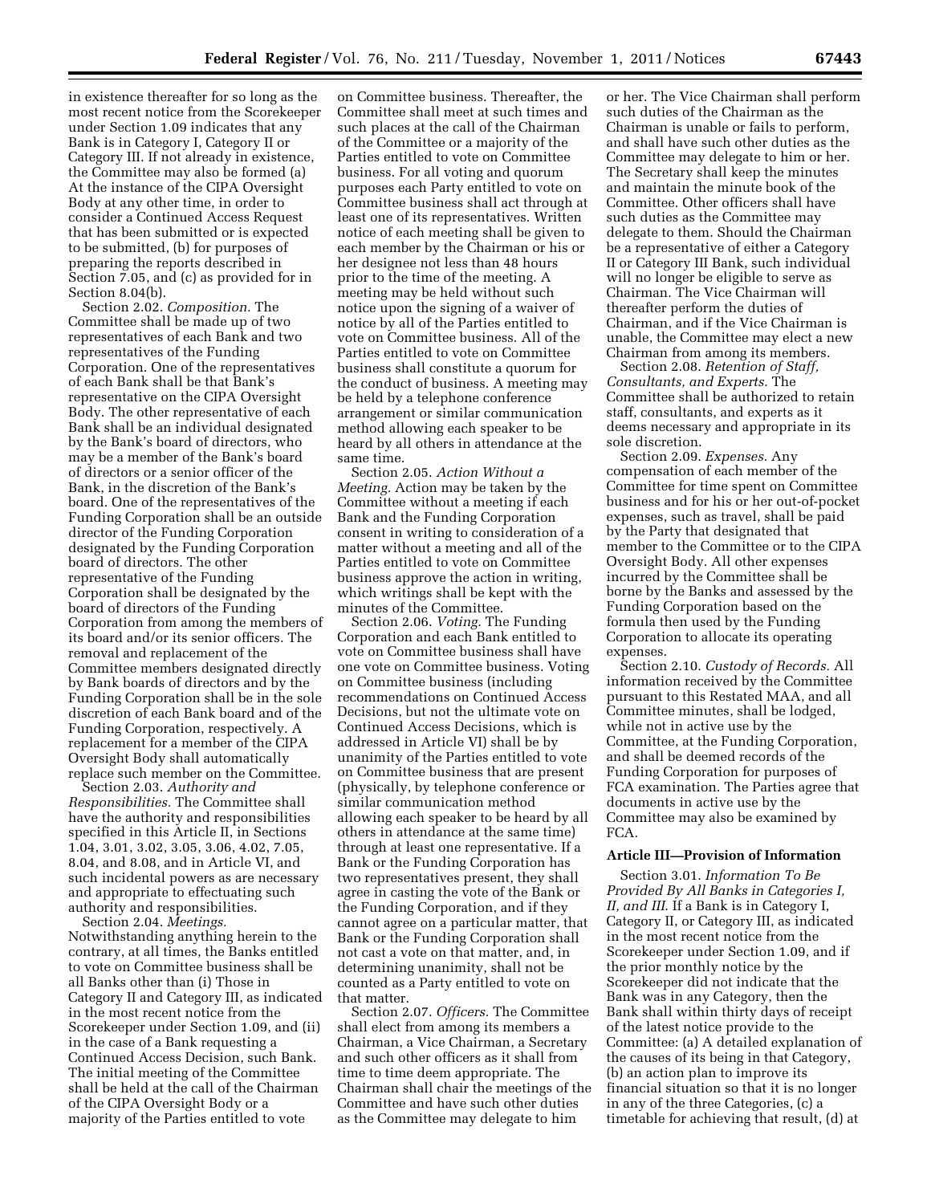in existence thereafter for so long as the most recent notice from the Scorekeeper under Section 1.09 indicates that any Bank is in Category I, Category II or Category III. If not already in existence, the Committee may also be formed (a) At the instance of the CIPA Oversight Body at any other time, in order to consider a Continued Access Request that has been submitted or is expected to be submitted, (b) for purposes of preparing the reports described in Section 7.05, and (c) as provided for in Section 8.04(b).

Section 2.02. *Composition.* The Committee shall be made up of two representatives of each Bank and two representatives of the Funding Corporation. One of the representatives of each Bank shall be that Bank's representative on the CIPA Oversight Body. The other representative of each Bank shall be an individual designated by the Bank's board of directors, who may be a member of the Bank's board of directors or a senior officer of the Bank, in the discretion of the Bank's board. One of the representatives of the Funding Corporation shall be an outside director of the Funding Corporation designated by the Funding Corporation board of directors. The other representative of the Funding Corporation shall be designated by the board of directors of the Funding Corporation from among the members of its board and/or its senior officers. The removal and replacement of the Committee members designated directly by Bank boards of directors and by the Funding Corporation shall be in the sole discretion of each Bank board and of the Funding Corporation, respectively. A replacement for a member of the CIPA Oversight Body shall automatically replace such member on the Committee.

Section 2.03. *Authority and Responsibilities.* The Committee shall have the authority and responsibilities specified in this Article II, in Sections 1.04, 3.01, 3.02, 3.05, 3.06, 4.02, 7.05, 8.04, and 8.08, and in Article VI, and such incidental powers as are necessary and appropriate to effectuating such authority and responsibilities.

Section 2.04. *Meetings.* Notwithstanding anything herein to the contrary, at all times, the Banks entitled to vote on Committee business shall be all Banks other than (i) Those in Category II and Category III, as indicated in the most recent notice from the Scorekeeper under Section 1.09, and (ii) in the case of a Bank requesting a Continued Access Decision, such Bank. The initial meeting of the Committee shall be held at the call of the Chairman of the CIPA Oversight Body or a majority of the Parties entitled to vote on Committee business. Thereafter, the Committee shall meet at such times and such places at the call of the Chairman of the Committee or a majority of the Parties entitled to vote on Committee business. For all voting and quorum purposes each Party entitled to vote on Committee business shall act through at least one of its representatives. Written notice of each meeting shall be given to each member by the Chairman or his or her designee not less than 48 hours prior to the time of the meeting. A meeting may be held without such notice upon the signing of a waiver of notice by all of the Parties entitled to vote on Committee business. All of the Parties entitled to vote on Committee business shall constitute a quorum for the conduct of business. A meeting may be held by a telephone conference arrangement or similar communication method allowing each speaker to be heard by all others in attendance at the same time.

Section 2.05. *Action Without a Meeting.* Action may be taken by the Committee without a meeting if each Bank and the Funding Corporation consent in writing to consideration of a matter without a meeting and all of the Parties entitled to vote on Committee business approve the action in writing, which writings shall be kept with the minutes of the Committee.

Section 2.06. *Voting.* The Funding Corporation and each Bank entitled to vote on Committee business shall have one vote on Committee business. Voting on Committee business (including recommendations on Continued Access Decisions, but not the ultimate vote on Continued Access Decisions, which is addressed in Article VI) shall be by unanimity of the Parties entitled to vote on Committee business that are present (physically, by telephone conference or similar communication method allowing each speaker to be heard by all others in attendance at the same time) through at least one representative. If a Bank or the Funding Corporation has two representatives present, they shall agree in casting the vote of the Bank or the Funding Corporation, and if they cannot agree on a particular matter, that Bank or the Funding Corporation shall not cast a vote on that matter, and, in determining unanimity, shall not be counted as a Party entitled to vote on that matter.

Section 2.07. *Officers.* The Committee shall elect from among its members a Chairman, a Vice Chairman, a Secretary and such other officers as it shall from time to time deem appropriate. The Chairman shall chair the meetings of the Committee and have such other duties as the Committee may delegate to him or her. The Vice Chairman shall perform such duties of the Chairman as the Chairman is unable or fails to perform, and shall have such other duties as the Committee may delegate to him or her. The Secretary shall keep the minutes and maintain the minute book of the Committee. Other officers shall have such duties as the Committee may delegate to them. Should the Chairman be a representative of either a Category II or Category III Bank, such individual will no longer be eligible to serve as Chairman. The Vice Chairman will thereafter perform the duties of Chairman, and if the Vice Chairman is unable, the Committee may elect a new Chairman from among its members.

Section 2.08. *Retention of Staff, Consultants, and Experts.* The Committee shall be authorized to retain staff, consultants, and experts as it deems necessary and appropriate in its sole discretion.

Section 2.09. *Expenses.* Any compensation of each member of the Committee for time spent on Committee business and for his or her out-of-pocket expenses, such as travel, shall be paid by the Party that designated that member to the Committee or to the CIPA Oversight Body. All other expenses incurred by the Committee shall be borne by the Banks and assessed by the Funding Corporation based on the formula then used by the Funding Corporation to allocate its operating expenses.

Section 2.10. *Custody of Records.* All information received by the Committee pursuant to this Restated MAA, and all Committee minutes, shall be lodged, while not in active use by the Committee, at the Funding Corporation, and shall be deemed records of the Funding Corporation for purposes of FCA examination. The Parties agree that documents in active use by the Committee may also be examined by FCA.

**Article III—Provision of Information**

Section 3.01. *Information To Be Provided By All Banks in Categories I, II, and III.* If a Bank is in Category I, Category II, or Category III, as indicated in the most recent notice from the Scorekeeper under Section 1.09, and if the prior monthly notice by the Scorekeeper did not indicate that the Bank was in any Category, then the Bank shall within thirty days of receipt of the latest notice provide to the Committee: (a) A detailed explanation of the causes of its being in that Category, (b) an action plan to improve its financial situation so that it is no longer in any of the three Categories, (c) a timetable for achieving that result, (d) at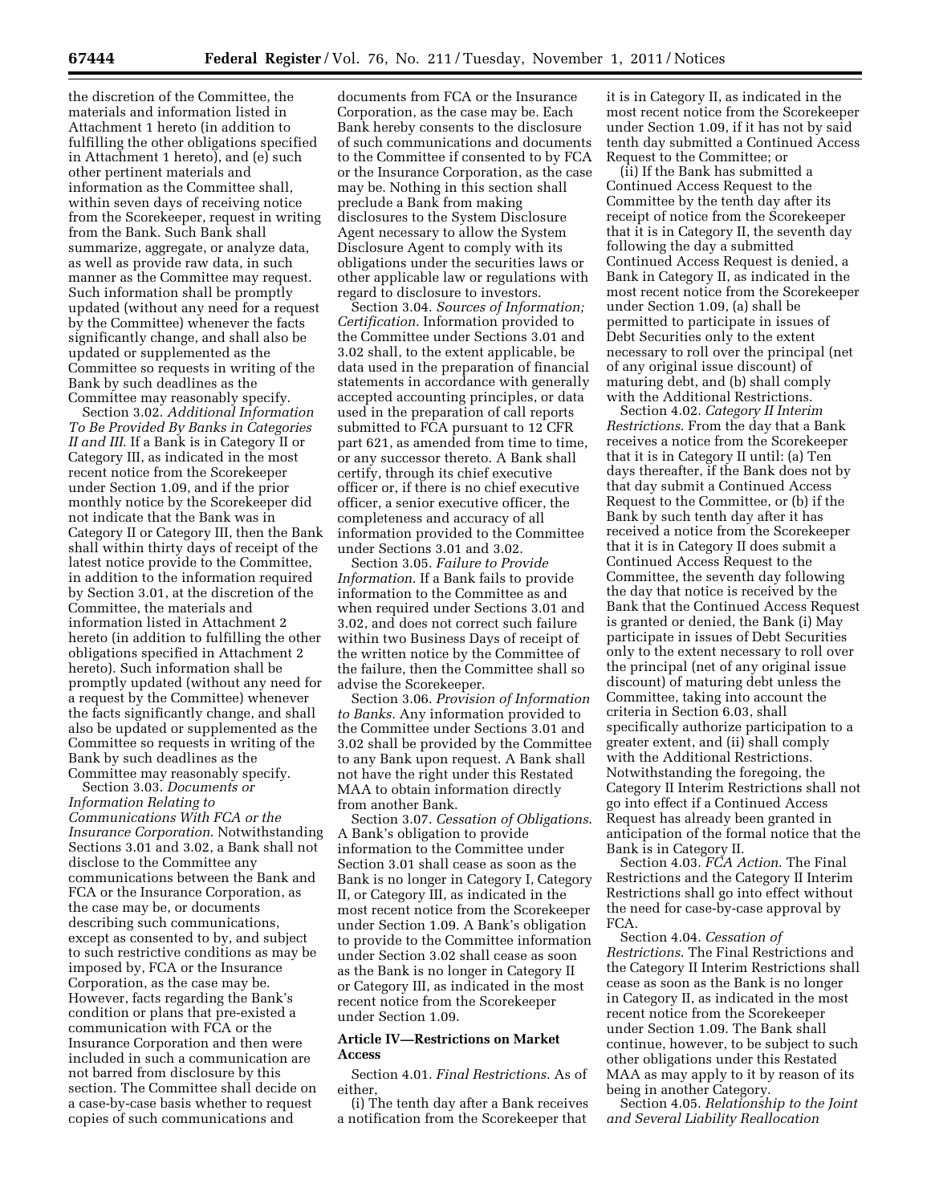the discretion of the Committee, the materials and information listed in Attachment 1 hereto (in addition to fulfilling the other obligations specified in Attachment 1 hereto), and (e) such other pertinent materials and information as the Committee shall, within seven days of receiving notice from the Scorekeeper, request in writing from the Bank. Such Bank shall summarize, aggregate, or analyze data, as well as provide raw data, in such manner as the Committee may request. Such information shall be promptly updated (without any need for a request by the Committee) whenever the facts significantly change, and shall also be updated or supplemented as the Committee so requests in writing of the Bank by such deadlines as the Committee may reasonably specify.

Section 3.02. *Additional Information To Be Provided By Banks in Categories II and III*. If a Bank is in Category II or Category III, as indicated in the most recent notice from the Scorekeeper under Section 1.09, and if the prior monthly notice by the Scorekeeper did not indicate that the Bank was in Category II or Category III, then the Bank shall within thirty days of receipt of the latest notice provide to the Committee, in addition to the information required by Section 3.01, at the discretion of the Committee, the materials and information listed in Attachment 2 hereto (in addition to fulfilling the other obligations specified in Attachment 2 hereto). Such information shall be promptly updated (without any need for a request by the Committee) whenever the facts significantly change, and shall also be updated or supplemented as the Committee so requests in writing of the Bank by such deadlines as the Committee may reasonably specify.

Section 3.03. *Documents or Information Relating to Communications With FCA or the Insurance Corporation*. Notwithstanding Sections 3.01 and 3.02, a Bank shall not disclose to the Committee any communications between the Bank and FCA or the Insurance Corporation, as the case may be, or documents describing such communications, except as consented to by, and subject to such restrictive conditions as may be imposed by, FCA or the Insurance Corporation, as the case may be. However, facts regarding the Bank's condition or plans that pre-existed a communication with FCA or the Insurance Corporation and then were included in such a communication are not barred from disclosure by this section. The Committee shall decide on a case-by-case basis whether to request copies of such communications and documents from FCA or the Insurance Corporation, as the case may be. Each Bank hereby consents to the disclosure of such communications and documents to the Committee if consented to by FCA or the Insurance Corporation, as the case may be. Nothing in this section shall preclude a Bank from making disclosures to the System Disclosure Agent necessary to allow the System Disclosure Agent to comply with its obligations under the securities laws or other applicable law or regulations with regard to disclosure to investors.

Section 3.04. *Sources of Information; Certification*. Information provided to the Committee under Sections 3.01 and 3.02 shall, to the extent applicable, be data used in the preparation of financial statements in accordance with generally accepted accounting principles, or data used in the preparation of call reports submitted to FCA pursuant to 12 CFR part 621, as amended from time to time, or any successor thereto. A Bank shall certify, through its chief executive officer or, if there is no chief executive officer, a senior executive officer, the completeness and accuracy of all information provided to the Committee under Sections 3.01 and 3.02.

Section 3.05. *Failure to Provide Information*. If a Bank fails to provide information to the Committee as and when required under Sections 3.01 and 3.02, and does not correct such failure within two Business Days of receipt of the written notice by the Committee of the failure, then the Committee shall so advise the Scorekeeper.

Section 3.06. *Provision of Information to Banks*. Any information provided to the Committee under Sections 3.01 and 3.02 shall be provided by the Committee to any Bank upon request. A Bank shall not have the right under this Restated MAA to obtain information directly from another Bank.

Section 3.07. *Cessation of Obligations*. A Bank's obligation to provide information to the Committee under Section 3.01 shall cease as soon as the Bank is no longer in Category I, Category II, or Category III, as indicated in the most recent notice from the Scorekeeper under Section 1.09. A Bank's obligation to provide to the Committee information under Section 3.02 shall cease as soon as the Bank is no longer in Category II or Category III, as indicated in the most recent notice from the Scorekeeper under Section 1.09.

**Article IV—Restrictions on Market Access**

Section 4.01. *Final Restrictions*. As of either,

(i) The tenth day after a Bank receives a notification from the Scorekeeper that it is in Category II, as indicated in the most recent notice from the Scorekeeper under Section 1.09, if it has not by said tenth day submitted a Continued Access Request to the Committee; or

(ii) If the Bank has submitted a Continued Access Request to the Committee by the tenth day after its receipt of notice from the Scorekeeper that it is in Category II, the seventh day following the day a submitted Continued Access Request is denied, a Bank in Category II, as indicated in the most recent notice from the Scorekeeper under Section 1.09, (a) shall be permitted to participate in issues of Debt Securities only to the extent necessary to roll over the principal (net of any original issue discount) of maturing debt, and (b) shall comply with the Additional Restrictions.

Section 4.02. *Category II Interim Restrictions*. From the day that a Bank receives a notice from the Scorekeeper that it is in Category II until: (a) Ten days thereafter, if the Bank does not by that day submit a Continued Access Request to the Committee, or (b) if the Bank by such tenth day after it has received a notice from the Scorekeeper that it is in Category II does submit a Continued Access Request to the Committee, the seventh day following the day that notice is received by the Bank that the Continued Access Request is granted or denied, the Bank (i) May participate in issues of Debt Securities only to the extent necessary to roll over the principal (net of any original issue discount) of maturing debt unless the Committee, taking into account the criteria in Section 6.03, shall specifically authorize participation to a greater extent, and (ii) shall comply with the Additional Restrictions. Notwithstanding the foregoing, the Category II Interim Restrictions shall not go into effect if a Continued Access Request has already been granted in anticipation of the formal notice that the Bank is in Category II.

Section 4.03. *FCA Action*. The Final Restrictions and the Category II Interim Restrictions shall go into effect without the need for case-by-case approval by FCA.

Section 4.04. *Cessation of Restrictions*. The Final Restrictions and the Category II Interim Restrictions shall cease as soon as the Bank is no longer in Category II, as indicated in the most recent notice from the Scorekeeper under Section 1.09. The Bank shall continue, however, to be subject to such other obligations under this Restated MAA as may apply to it by reason of its being in another Category.

Section 4.05. *Relationship to the Joint and Several Liability Reallocation*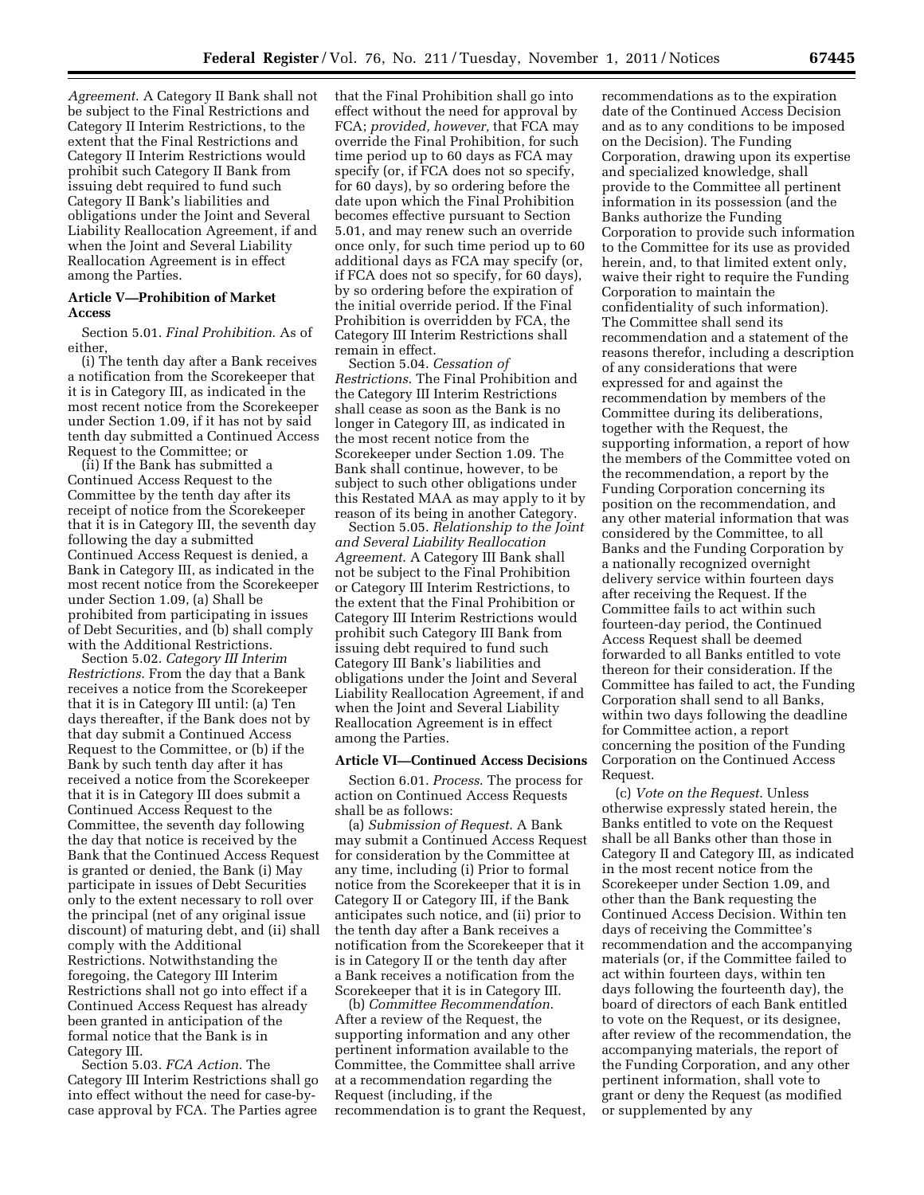*Agreement*. A Category II Bank shall not be subject to the Final Restrictions and Category II Interim Restrictions, to the extent that the Final Restrictions and Category II Interim Restrictions would prohibit such Category II Bank from issuing debt required to fund such Category II Bank's liabilities and obligations under the Joint and Several Liability Reallocation Agreement, if and when the Joint and Several Liability Reallocation Agreement is in effect among the Parties.

**Article V—Prohibition of Market Access**

Section 5.01. *Final Prohibition*. As of either,

(i) The tenth day after a Bank receives a notification from the Scorekeeper that it is in Category III, as indicated in the most recent notice from the Scorekeeper under Section 1.09, if it has not by said tenth day submitted a Continued Access Request to the Committee; or

(ii) If the Bank has submitted a Continued Access Request to the Committee by the tenth day after its receipt of notice from the Scorekeeper that it is in Category III, the seventh day following the day a submitted Continued Access Request is denied, a Bank in Category III, as indicated in the most recent notice from the Scorekeeper under Section 1.09, (a) Shall be prohibited from participating in issues of Debt Securities, and (b) shall comply with the Additional Restrictions.

Section 5.02. *Category III Interim Restrictions*. From the day that a Bank receives a notice from the Scorekeeper that it is in Category III until: (a) Ten days thereafter, if the Bank does not by that day submit a Continued Access Request to the Committee, or (b) if the Bank by such tenth day after it has received a notice from the Scorekeeper that it is in Category III does submit a Continued Access Request to the Committee, the seventh day following the day that notice is received by the Bank that the Continued Access Request is granted or denied, the Bank (i) May participate in issues of Debt Securities only to the extent necessary to roll over the principal (net of any original issue discount) of maturing debt, and (ii) shall comply with the Additional Restrictions. Notwithstanding the foregoing, the Category III Interim Restrictions shall not go into effect if a Continued Access Request has already been granted in anticipation of the formal notice that the Bank is in Category III.

Section 5.03. *FCA Action.* The Category III Interim Restrictions shall go into effect without the need for case-by-case approval by FCA. The Parties agree that the Final Prohibition shall go into effect without the need for approval by FCA; *provided, however,* that FCA may override the Final Prohibition, for such time period up to 60 days as FCA may specify (or, if FCA does not so specify, for 60 days), by so ordering before the date upon which the Final Prohibition becomes effective pursuant to Section 5.01, and may renew such an override once only, for such time period up to 60 additional days as FCA may specify (or, if FCA does not so specify, for 60 days), by so ordering before the expiration of the initial override period. If the Final Prohibition is overridden by FCA, the Category III Interim Restrictions shall remain in effect.

Section 5.04. *Cessation of Restrictions*. The Final Prohibition and the Category III Interim Restrictions shall cease as soon as the Bank is no longer in Category III, as indicated in the most recent notice from the Scorekeeper under Section 1.09. The Bank shall continue, however, to be subject to such other obligations under this Restated MAA as may apply to it by reason of its being in another Category.

Section 5.05. *Relationship to the Joint and Several Liability Reallocation Agreement*. A Category III Bank shall not be subject to the Final Prohibition or Category III Interim Restrictions, to the extent that the Final Prohibition or Category III Interim Restrictions would prohibit such Category III Bank from issuing debt required to fund such Category III Bank's liabilities and obligations under the Joint and Several Liability Reallocation Agreement, if and when the Joint and Several Liability Reallocation Agreement is in effect among the Parties.

**Article VI—Continued Access Decisions**

Section 6.01. *Process*. The process for action on Continued Access Requests shall be as follows:

(a) *Submission of Request*. A Bank may submit a Continued Access Request for consideration by the Committee at any time, including (i) Prior to formal notice from the Scorekeeper that it is in Category II or Category III, if the Bank anticipates such notice, and (ii) prior to the tenth day after a Bank receives a notification from the Scorekeeper that it is in Category II or the tenth day after a Bank receives a notification from the Scorekeeper that it is in Category III.

(b) *Committee Recommendation*. After a review of the Request, the supporting information and any other pertinent information available to the Committee, the Committee shall arrive at a recommendation regarding the Request (including, if the recommendation is to grant the Request, recommendations as to the expiration date of the Continued Access Decision and as to any conditions to be imposed on the Decision). The Funding Corporation, drawing upon its expertise and specialized knowledge, shall provide to the Committee all pertinent information in its possession (and the Banks authorize the Funding Corporation to provide such information to the Committee for its use as provided herein, and, to that limited extent only, waive their right to require the Funding Corporation to maintain the confidentiality of such information). The Committee shall send its recommendation and a statement of the reasons therefor, including a description of any considerations that were expressed for and against the recommendation by members of the Committee during its deliberations, together with the Request, the supporting information, a report of how the members of the Committee voted on the recommendation, a report by the Funding Corporation concerning its position on the recommendation, and any other material information that was considered by the Committee, to all Banks and the Funding Corporation by a nationally recognized overnight delivery service within fourteen days after receiving the Request. If the Committee fails to act within such fourteen-day period, the Continued Access Request shall be deemed forwarded to all Banks entitled to vote thereon for their consideration. If the Committee has failed to act, the Funding Corporation shall send to all Banks, within two days following the deadline for Committee action, a report concerning the position of the Funding Corporation on the Continued Access Request.

(c) *Vote on the Request*. Unless otherwise expressly stated herein, the Banks entitled to vote on the Request shall be all Banks other than those in Category II and Category III, as indicated in the most recent notice from the Scorekeeper under Section 1.09, and other than the Bank requesting the Continued Access Decision. Within ten days of receiving the Committee's recommendation and the accompanying materials (or, if the Committee failed to act within fourteen days, within ten days following the fourteenth day), the board of directors of each Bank entitled to vote on the Request, or its designee, after review of the recommendation, the accompanying materials, the report of the Funding Corporation, and any other pertinent information, shall vote to grant or deny the Request (as modified or supplemented by any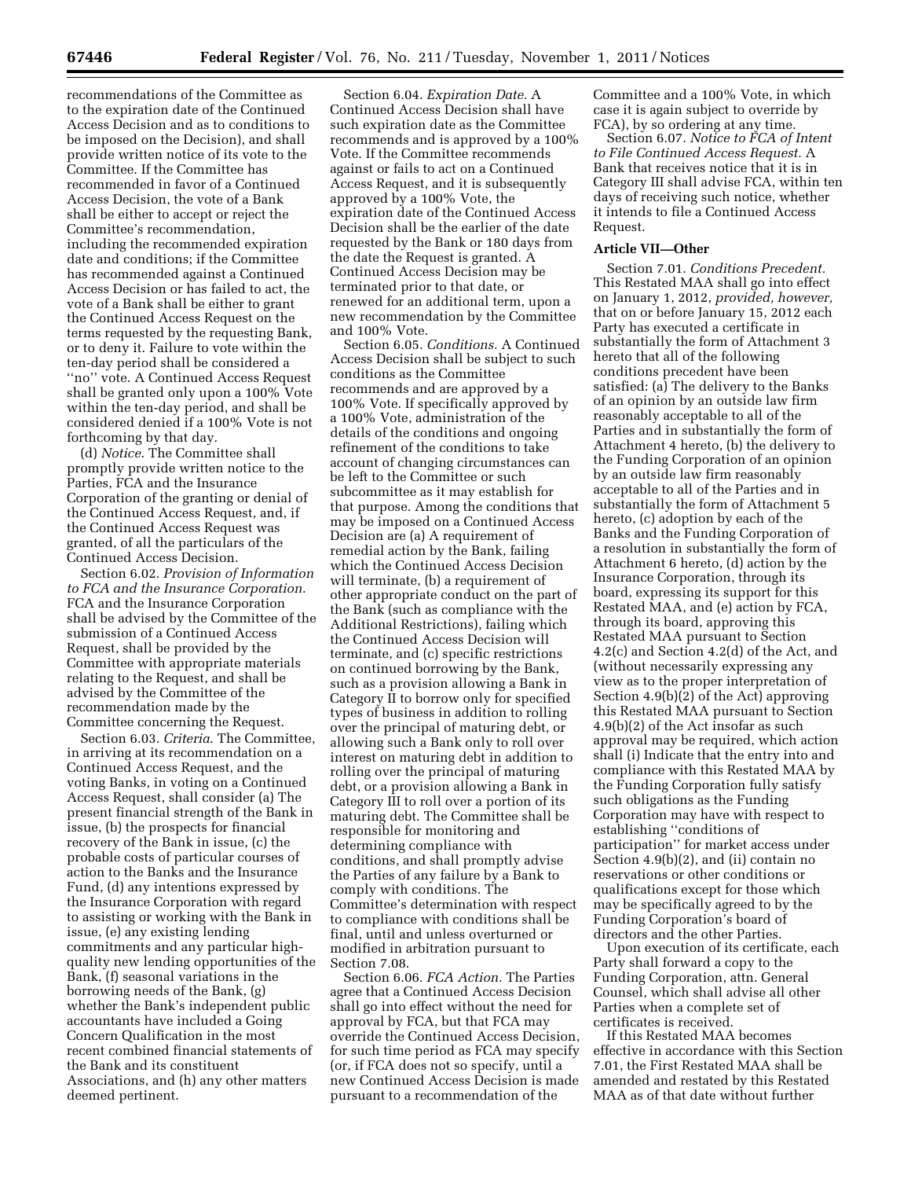recommendations of the Committee as to the expiration date of the Continued Access Decision and as to conditions to be imposed on the Decision), and shall provide written notice of its vote to the Committee. If the Committee has recommended in favor of a Continued Access Decision, the vote of a Bank shall be either to accept or reject the Committee's recommendation, including the recommended expiration date and conditions; if the Committee has recommended against a Continued Access Decision or has failed to act, the vote of a Bank shall be either to grant the Continued Access Request on the terms requested by the requesting Bank, or to deny it. Failure to vote within the ten-day period shall be considered a ''no'' vote. A Continued Access Request shall be granted only upon a 100% Vote within the ten-day period, and shall be considered denied if a 100% Vote is not forthcoming by that day.

(d) *Notice*. The Committee shall promptly provide written notice to the Parties, FCA and the Insurance Corporation of the granting or denial of the Continued Access Request, and, if the Continued Access Request was granted, of all the particulars of the Continued Access Decision.

Section 6.02. *Provision of Information to FCA and the Insurance Corporation.* FCA and the Insurance Corporation shall be advised by the Committee of the submission of a Continued Access Request, shall be provided by the Committee with appropriate materials relating to the Request, and shall be advised by the Committee of the recommendation made by the Committee concerning the Request.

Section 6.03. *Criteria*. The Committee, in arriving at its recommendation on a Continued Access Request, and the voting Banks, in voting on a Continued Access Request, shall consider (a) The present financial strength of the Bank in issue, (b) the prospects for financial recovery of the Bank in issue, (c) the probable costs of particular courses of action to the Banks and the Insurance Fund, (d) any intentions expressed by the Insurance Corporation with regard to assisting or working with the Bank in issue, (e) any existing lending commitments and any particular high-quality new lending opportunities of the Bank, (f) seasonal variations in the borrowing needs of the Bank, (g) whether the Bank's independent public accountants have included a Going Concern Qualification in the most recent combined financial statements of the Bank and its constituent Associations, and (h) any other matters deemed pertinent.

Section 6.04. *Expiration Date.* A Continued Access Decision shall have such expiration date as the Committee recommends and is approved by a 100% Vote. If the Committee recommends against or fails to act on a Continued Access Request, and it is subsequently approved by a 100% Vote, the expiration date of the Continued Access Decision shall be the earlier of the date requested by the Bank or 180 days from the date the Request is granted. A Continued Access Decision may be terminated prior to that date, or renewed for an additional term, upon a new recommendation by the Committee and 100% Vote.

Section 6.05. *Conditions.* A Continued Access Decision shall be subject to such conditions as the Committee recommends and are approved by a 100% Vote. If specifically approved by a 100% Vote, administration of the details of the conditions and ongoing refinement of the conditions to take account of changing circumstances can be left to the Committee or such subcommittee as it may establish for that purpose. Among the conditions that may be imposed on a Continued Access Decision are (a) A requirement of remedial action by the Bank, failing which the Continued Access Decision will terminate, (b) a requirement of other appropriate conduct on the part of the Bank (such as compliance with the Additional Restrictions), failing which the Continued Access Decision will terminate, and (c) specific restrictions on continued borrowing by the Bank, such as a provision allowing a Bank in Category II to borrow only for specified types of business in addition to rolling over the principal of maturing debt, or allowing such a Bank only to roll over interest on maturing debt in addition to rolling over the principal of maturing debt, or a provision allowing a Bank in Category III to roll over a portion of its maturing debt. The Committee shall be responsible for monitoring and determining compliance with conditions, and shall promptly advise the Parties of any failure by a Bank to comply with conditions. The Committee's determination with respect to compliance with conditions shall be final, until and unless overturned or modified in arbitration pursuant to Section 7.08.

Section 6.06. *FCA Action.* The Parties agree that a Continued Access Decision shall go into effect without the need for approval by FCA, but that FCA may override the Continued Access Decision, for such time period as FCA may specify (or, if FCA does not so specify, until a new Continued Access Decision is made pursuant to a recommendation of the Committee and a 100% Vote, in which case it is again subject to override by FCA), by so ordering at any time.

Section 6.07. *Notice to FCA of Intent to File Continued Access Request.* A Bank that receives notice that it is in Category III shall advise FCA, within ten days of receiving such notice, whether it intends to file a Continued Access Request.

**Article VII—Other**

Section 7.01. *Conditions Precedent.* This Restated MAA shall go into effect on January 1, 2012, *provided, however,* that on or before January 15, 2012 each Party has executed a certificate in substantially the form of Attachment 3 hereto that all of the following conditions precedent have been satisfied: (a) The delivery to the Banks of an opinion by an outside law firm reasonably acceptable to all of the Parties and in substantially the form of Attachment 4 hereto, (b) the delivery to the Funding Corporation of an opinion by an outside law firm reasonably acceptable to all of the Parties and in substantially the form of Attachment 5 hereto, (c) adoption by each of the Banks and the Funding Corporation of a resolution in substantially the form of Attachment 6 hereto, (d) action by the Insurance Corporation, through its board, expressing its support for this Restated MAA, and (e) action by FCA, through its board, approving this Restated MAA pursuant to Section 4.2(c) and Section 4.2(d) of the Act, and (without necessarily expressing any view as to the proper interpretation of Section 4.9(b)(2) of the Act) approving this Restated MAA pursuant to Section 4.9(b)(2) of the Act insofar as such approval may be required, which action shall (i) Indicate that the entry into and compliance with this Restated MAA by the Funding Corporation fully satisfy such obligations as the Funding Corporation may have with respect to establishing ''conditions of participation'' for market access under Section 4.9(b)(2), and (ii) contain no reservations or other conditions or qualifications except for those which may be specifically agreed to by the Funding Corporation's board of directors and the other Parties.

Upon execution of its certificate, each Party shall forward a copy to the Funding Corporation, attn. General Counsel, which shall advise all other Parties when a complete set of certificates is received.

If this Restated MAA becomes effective in accordance with this Section 7.01, the First Restated MAA shall be amended and restated by this Restated MAA as of that date without further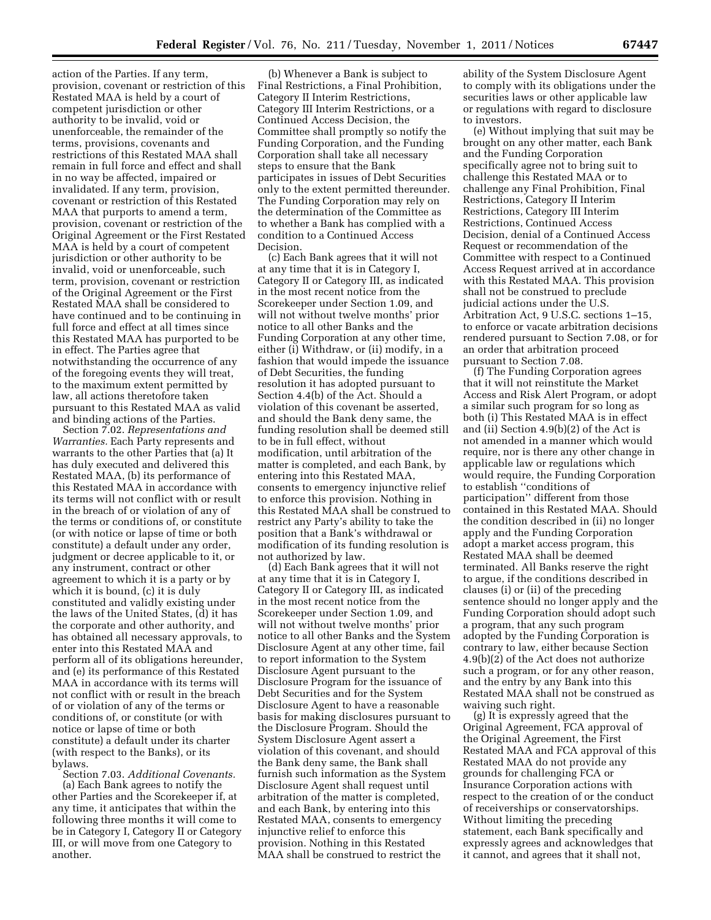action of the Parties. If any term, provision, covenant or restriction of this Restated MAA is held by a court of competent jurisdiction or other authority to be invalid, void or unenforceable, the remainder of the terms, provisions, covenants and restrictions of this Restated MAA shall remain in full force and effect and shall in no way be affected, impaired or invalidated. If any term, provision, covenant or restriction of this Restated MAA that purports to amend a term, provision, covenant or restriction of the Original Agreement or the First Restated MAA is held by a court of competent jurisdiction or other authority to be invalid, void or unenforceable, such term, provision, covenant or restriction of the Original Agreement or the First Restated MAA shall be considered to have continued and to be continuing in full force and effect at all times since this Restated MAA has purported to be in effect. The Parties agree that notwithstanding the occurrence of any of the foregoing events they will treat, to the maximum extent permitted by law, all actions theretofore taken pursuant to this Restated MAA as valid and binding actions of the Parties.

Section 7.02. *Representations and Warranties.* Each Party represents and warrants to the other Parties that (a) It has duly executed and delivered this Restated MAA, (b) its performance of this Restated MAA in accordance with its terms will not conflict with or result in the breach of or violation of any of the terms or conditions of, or constitute (or with notice or lapse of time or both constitute) a default under any order, judgment or decree applicable to it, or any instrument, contract or other agreement to which it is a party or by which it is bound, (c) it is duly constituted and validly existing under the laws of the United States, (d) it has the corporate and other authority, and has obtained all necessary approvals, to enter into this Restated MAA and perform all of its obligations hereunder, and (e) its performance of this Restated MAA in accordance with its terms will not conflict with or result in the breach of or violation of any of the terms or conditions of, or constitute (or with notice or lapse of time or both constitute) a default under its charter (with respect to the Banks), or its bylaws.

Section 7.03. *Additional Covenants.*

(a) Each Bank agrees to notify the other Parties and the Scorekeeper if, at any time, it anticipates that within the following three months it will come to be in Category I, Category II or Category III, or will move from one Category to another.

(b) Whenever a Bank is subject to Final Restrictions, a Final Prohibition, Category II Interim Restrictions, Category III Interim Restrictions, or a Continued Access Decision, the Committee shall promptly so notify the Funding Corporation, and the Funding Corporation shall take all necessary steps to ensure that the Bank participates in issues of Debt Securities only to the extent permitted thereunder. The Funding Corporation may rely on the determination of the Committee as to whether a Bank has complied with a condition to a Continued Access Decision.

(c) Each Bank agrees that it will not at any time that it is in Category I, Category II or Category III, as indicated in the most recent notice from the Scorekeeper under Section 1.09, and will not without twelve months' prior notice to all other Banks and the Funding Corporation at any other time, either (i) Withdraw, or (ii) modify, in a fashion that would impede the issuance of Debt Securities, the funding resolution it has adopted pursuant to Section 4.4(b) of the Act. Should a violation of this covenant be asserted, and should the Bank deny same, the funding resolution shall be deemed still to be in full effect, without modification, until arbitration of the matter is completed, and each Bank, by entering into this Restated MAA, consents to emergency injunctive relief to enforce this provision. Nothing in this Restated MAA shall be construed to restrict any Party's ability to take the position that a Bank's withdrawal or modification of its funding resolution is not authorized by law.

(d) Each Bank agrees that it will not at any time that it is in Category I, Category II or Category III, as indicated in the most recent notice from the Scorekeeper under Section 1.09, and will not without twelve months' prior notice to all other Banks and the System Disclosure Agent at any other time, fail to report information to the System Disclosure Agent pursuant to the Disclosure Program for the issuance of Debt Securities and for the System Disclosure Agent to have a reasonable basis for making disclosures pursuant to the Disclosure Program. Should the System Disclosure Agent assert a violation of this covenant, and should the Bank deny same, the Bank shall furnish such information as the System Disclosure Agent shall request until arbitration of the matter is completed, and each Bank, by entering into this Restated MAA, consents to emergency injunctive relief to enforce this provision. Nothing in this Restated MAA shall be construed to restrict the ability of the System Disclosure Agent to comply with its obligations under the securities laws or other applicable law or regulations with regard to disclosure to investors.

(e) Without implying that suit may be brought on any other matter, each Bank and the Funding Corporation specifically agree not to bring suit to challenge this Restated MAA or to challenge any Final Prohibition, Final Restrictions, Category II Interim Restrictions, Category III Interim Restrictions, Continued Access Decision, denial of a Continued Access Request or recommendation of the Committee with respect to a Continued Access Request arrived at in accordance with this Restated MAA. This provision shall not be construed to preclude judicial actions under the U.S. Arbitration Act, 9 U.S.C. sections 1–15, to enforce or vacate arbitration decisions rendered pursuant to Section 7.08, or for an order that arbitration proceed pursuant to Section 7.08.

(f) The Funding Corporation agrees that it will not reinstitute the Market Access and Risk Alert Program, or adopt a similar such program for so long as both (i) This Restated MAA is in effect and (ii) Section 4.9(b)(2) of the Act is not amended in a manner which would require, nor is there any other change in applicable law or regulations which would require, the Funding Corporation to establish "conditions of participation" different from those contained in this Restated MAA. Should the condition described in (ii) no longer apply and the Funding Corporation adopt a market access program, this Restated MAA shall be deemed terminated. All Banks reserve the right to argue, if the conditions described in clauses (i) or (ii) of the preceding sentence should no longer apply and the Funding Corporation should adopt such a program, that any such program adopted by the Funding Corporation is contrary to law, either because Section 4.9(b)(2) of the Act does not authorize such a program, or for any other reason, and the entry by any Bank into this Restated MAA shall not be construed as waiving such right.

(g) It is expressly agreed that the Original Agreement, FCA approval of the Original Agreement, the First Restated MAA and FCA approval of this Restated MAA do not provide any grounds for challenging FCA or Insurance Corporation actions with respect to the creation of or the conduct of receiverships or conservatorships. Without limiting the preceding statement, each Bank specifically and expressly agrees and acknowledges that it cannot, and agrees that it shall not,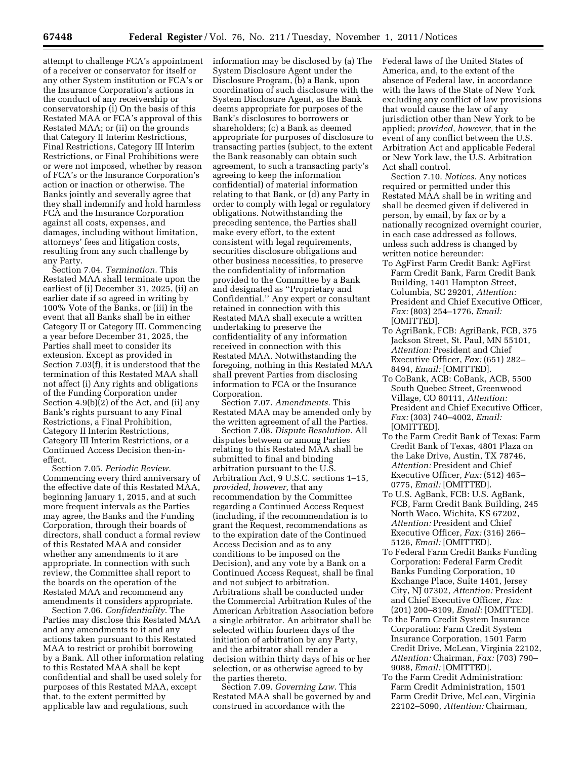attempt to challenge FCA's appointment of a receiver or conservator for itself or any other System institution or FCA's or the Insurance Corporation's actions in the conduct of any receivership or conservatorship (i) On the basis of this Restated MAA or FCA's approval of this Restated MAA; or (ii) on the grounds that Category II Interim Restrictions, Final Restrictions, Category III Interim Restrictions, or Final Prohibitions were or were not imposed, whether by reason of FCA's or the Insurance Corporation's action or inaction or otherwise. The Banks jointly and severally agree that they shall indemnify and hold harmless FCA and the Insurance Corporation against all costs, expenses, and damages, including without limitation, attorneys' fees and litigation costs, resulting from any such challenge by any Party.

Section 7.04. *Termination.* This Restated MAA shall terminate upon the earliest of (i) December 31, 2025, (ii) an earlier date if so agreed in writing by 100% Vote of the Banks, or (iii) in the event that all Banks shall be in either Category II or Category III. Commencing a year before December 31, 2025, the Parties shall meet to consider its extension. Except as provided in Section 7.03(f), it is understood that the termination of this Restated MAA shall not affect (i) Any rights and obligations of the Funding Corporation under Section 4.9(b)(2) of the Act, and (ii) any Bank's rights pursuant to any Final Restrictions, a Final Prohibition, Category II Interim Restrictions, Category III Interim Restrictions, or a Continued Access Decision then-in-effect.

Section 7.05. *Periodic Review.* Commencing every third anniversary of the effective date of this Restated MAA, beginning January 1, 2015, and at such more frequent intervals as the Parties may agree, the Banks and the Funding Corporation, through their boards of directors, shall conduct a formal review of this Restated MAA and consider whether any amendments to it are appropriate. In connection with such review, the Committee shall report to the boards on the operation of the Restated MAA and recommend any amendments it considers appropriate.

Section 7.06. *Confidentiality.* The Parties may disclose this Restated MAA and any amendments to it and any actions taken pursuant to this Restated MAA to restrict or prohibit borrowing by a Bank. All other information relating to this Restated MAA shall be kept confidential and shall be used solely for purposes of this Restated MAA, except that, to the extent permitted by applicable law and regulations, such information may be disclosed by (a) The System Disclosure Agent under the Disclosure Program, (b) a Bank, upon coordination of such disclosure with the System Disclosure Agent, as the Bank deems appropriate for purposes of the Bank's disclosures to borrowers or shareholders; (c) a Bank as deemed appropriate for purposes of disclosure to transacting parties (subject, to the extent the Bank reasonably can obtain such agreement, to such a transacting party's agreeing to keep the information confidential) of material information relating to that Bank, or (d) any Party in order to comply with legal or regulatory obligations. Notwithstanding the preceding sentence, the Parties shall make every effort, to the extent consistent with legal requirements, securities disclosure obligations and other business necessities, to preserve the confidentiality of information provided to the Committee by a Bank and designated as "Proprietary and Confidential." Any expert or consultant retained in connection with this Restated MAA shall execute a written undertaking to preserve the confidentiality of any information received in connection with this Restated MAA. Notwithstanding the foregoing, nothing in this Restated MAA shall prevent Parties from disclosing information to FCA or the Insurance Corporation.

Section 7.07. *Amendments.* This Restated MAA may be amended only by the written agreement of all the Parties.

Section 7.08. *Dispute Resolution.* All disputes between or among Parties relating to this Restated MAA shall be submitted to final and binding arbitration pursuant to the U.S. Arbitration Act, 9 U.S.C. sections 1–15, *provided, however,* that any recommendation by the Committee regarding a Continued Access Request (including, if the recommendation is to grant the Request, recommendations as to the expiration date of the Continued Access Decision and as to any conditions to be imposed on the Decision), and any vote by a Bank on a Continued Access Request, shall be final and not subject to arbitration. Arbitrations shall be conducted under the Commercial Arbitration Rules of the American Arbitration Association before a single arbitrator. An arbitrator shall be selected within fourteen days of the initiation of arbitration by any Party, and the arbitrator shall render a decision within thirty days of his or her selection, or as otherwise agreed to by the parties thereto.

Section 7.09. *Governing Law.* This Restated MAA shall be governed by and construed in accordance with the Federal laws of the United States of America, and, to the extent of the absence of Federal law, in accordance with the laws of the State of New York excluding any conflict of law provisions that would cause the law of any jurisdiction other than New York to be applied; *provided, however,* that in the event of any conflict between the U.S. Arbitration Act and applicable Federal or New York law, the U.S. Arbitration Act shall control.

Section 7.10. *Notices.* Any notices required or permitted under this Restated MAA shall be in writing and shall be deemed given if delivered in person, by email, by fax or by a nationally recognized overnight courier, in each case addressed as follows, unless such address is changed by written notice hereunder:

To AgFirst Farm Credit Bank: AgFirst Farm Credit Bank, Farm Credit Bank Building, 1401 Hampton Street, Columbia, SC 29201, *Attention:* President and Chief Executive Officer, *Fax:* (803) 254–1776, *Email:* [OMITTED].

To AgriBank, FCB: AgriBank, FCB, 375 Jackson Street, St. Paul, MN 55101, *Attention:* President and Chief Executive Officer, *Fax:* (651) 282–8494, *Email:* [OMITTED].

To CoBank, ACB: CoBank, ACB, 5500 South Quebec Street, Greenwood Village, CO 80111, *Attention:* President and Chief Executive Officer, *Fax:* (303) 740–4002, *Email:* [OMITTED].

To the Farm Credit Bank of Texas: Farm Credit Bank of Texas, 4801 Plaza on the Lake Drive, Austin, TX 78746, *Attention:* President and Chief Executive Officer, *Fax:* (512) 465–0775, *Email:* [OMITTED].

To U.S. AgBank, FCB: U.S. AgBank, FCB, Farm Credit Bank Building, 245 North Waco, Wichita, KS 67202, *Attention:* President and Chief Executive Officer, *Fax:* (316) 266–5126, *Email:* [OMITTED].

To Federal Farm Credit Banks Funding Corporation: Federal Farm Credit Banks Funding Corporation, 10 Exchange Place, Suite 1401, Jersey City, NJ 07302, *Attention:* President and Chief Executive Officer, *Fax:* (201) 200–8109, *Email:* [OMITTED].

To the Farm Credit System Insurance Corporation: Farm Credit System Insurance Corporation, 1501 Farm Credit Drive, McLean, Virginia 22102, *Attention:* Chairman, *Fax:* (703) 790–9088, *Email:* [OMITTED].

To the Farm Credit Administration: Farm Credit Administration, 1501 Farm Credit Drive, McLean, Virginia 22102–5090, *Attention:* Chairman,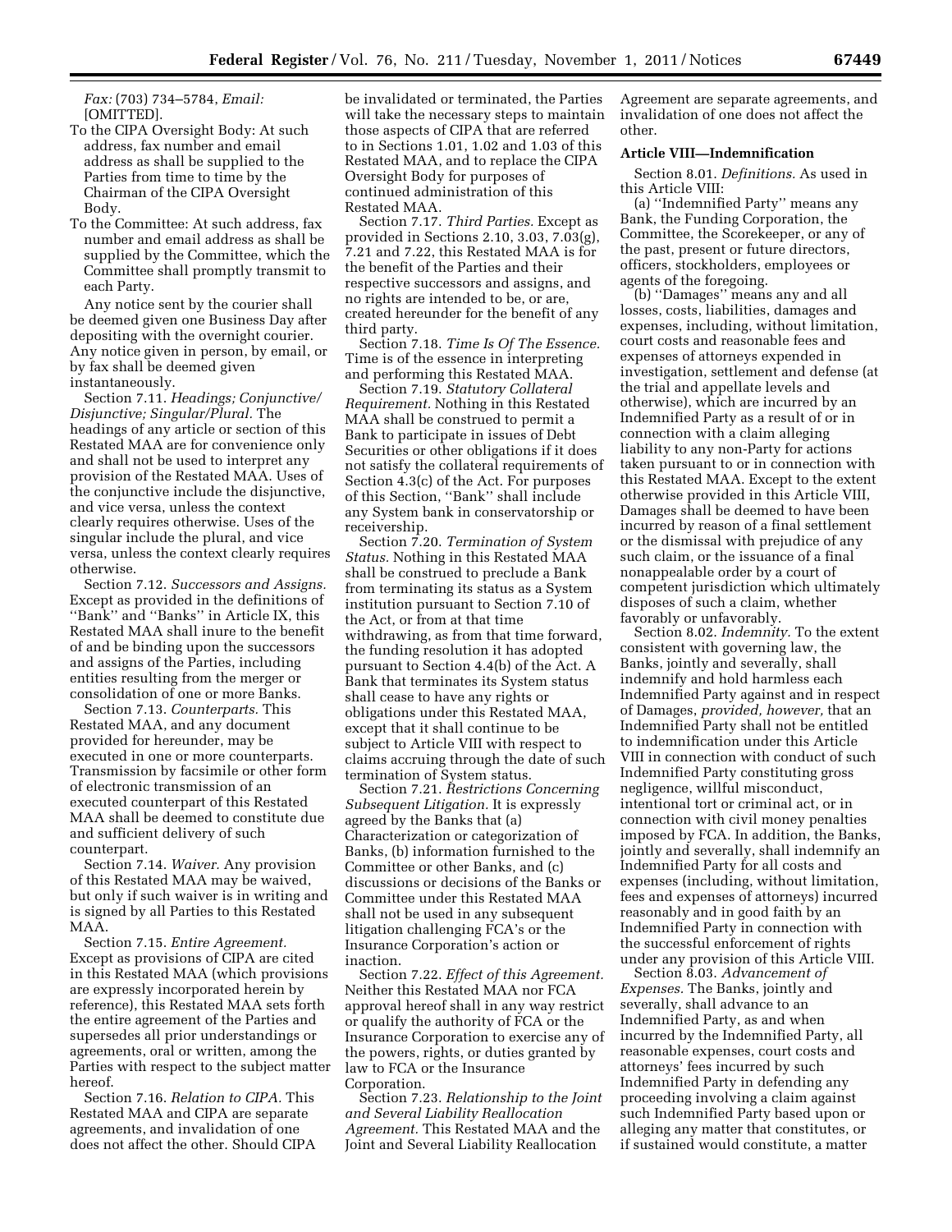*Fax:* (703) 734–5784, *Email:* [OMITTED].

To the CIPA Oversight Body: At such address, fax number and email address as shall be supplied to the Parties from time to time by the Chairman of the CIPA Oversight Body.

To the Committee: At such address, fax number and email address as shall be supplied by the Committee, which the Committee shall promptly transmit to each Party.

Any notice sent by the courier shall be deemed given one Business Day after depositing with the overnight courier. Any notice given in person, by email, or by fax shall be deemed given instantaneously.

Section 7.11. *Headings; Conjunctive/Disjunctive; Singular/Plural.* The headings of any article or section of this Restated MAA are for convenience only and shall not be used to interpret any provision of the Restated MAA. Uses of the conjunctive include the disjunctive, and vice versa, unless the context clearly requires otherwise. Uses of the singular include the plural, and vice versa, unless the context clearly requires otherwise.

Section 7.12. *Successors and Assigns.* Except as provided in the definitions of ''Bank'' and ''Banks'' in Article IX, this Restated MAA shall inure to the benefit of and be binding upon the successors and assigns of the Parties, including entities resulting from the merger or consolidation of one or more Banks.

Section 7.13. *Counterparts.* This Restated MAA, and any document provided for hereunder, may be executed in one or more counterparts. Transmission by facsimile or other form of electronic transmission of an executed counterpart of this Restated MAA shall be deemed to constitute due and sufficient delivery of such counterpart.

Section 7.14. *Waiver.* Any provision of this Restated MAA may be waived, but only if such waiver is in writing and is signed by all Parties to this Restated MAA.

Section 7.15. *Entire Agreement.* Except as provisions of CIPA are cited in this Restated MAA (which provisions are expressly incorporated herein by reference), this Restated MAA sets forth the entire agreement of the Parties and supersedes all prior understandings or agreements, oral or written, among the Parties with respect to the subject matter hereof.

Section 7.16. *Relation to CIPA.* This Restated MAA and CIPA are separate agreements, and invalidation of one does not affect the other. Should CIPA be invalidated or terminated, the Parties will take the necessary steps to maintain those aspects of CIPA that are referred to in Sections 1.01, 1.02 and 1.03 of this Restated MAA, and to replace the CIPA Oversight Body for purposes of continued administration of this Restated MAA.

Section 7.17. *Third Parties.* Except as provided in Sections 2.10, 3.03, 7.03(g), 7.21 and 7.22, this Restated MAA is for the benefit of the Parties and their respective successors and assigns, and no rights are intended to be, or are, created hereunder for the benefit of any third party.

Section 7.18. *Time Is Of The Essence.* Time is of the essence in interpreting and performing this Restated MAA.

Section 7.19. *Statutory Collateral Requirement.* Nothing in this Restated MAA shall be construed to permit a Bank to participate in issues of Debt Securities or other obligations if it does not satisfy the collateral requirements of Section 4.3(c) of the Act. For purposes of this Section, ''Bank'' shall include any System bank in conservatorship or receivership.

Section 7.20. *Termination of System Status.* Nothing in this Restated MAA shall be construed to preclude a Bank from terminating its status as a System institution pursuant to Section 7.10 of the Act, or from at that time withdrawing, as from that time forward, the funding resolution it has adopted pursuant to Section 4.4(b) of the Act. A Bank that terminates its System status shall cease to have any rights or obligations under this Restated MAA, except that it shall continue to be subject to Article VIII with respect to claims accruing through the date of such termination of System status.

Section 7.21. *Restrictions Concerning Subsequent Litigation.* It is expressly agreed by the Banks that (a) Characterization or categorization of Banks, (b) information furnished to the Committee or other Banks, and (c) discussions or decisions of the Banks or Committee under this Restated MAA shall not be used in any subsequent litigation challenging FCA's or the Insurance Corporation's action or inaction.

Section 7.22. *Effect of this Agreement.* Neither this Restated MAA nor FCA approval hereof shall in any way restrict or qualify the authority of FCA or the Insurance Corporation to exercise any of the powers, rights, or duties granted by law to FCA or the Insurance Corporation.

Section 7.23. *Relationship to the Joint and Several Liability Reallocation Agreement.* This Restated MAA and the Joint and Several Liability Reallocation Agreement are separate agreements, and invalidation of one does not affect the other.

**Article VIII—Indemnification**

Section 8.01. *Definitions.* As used in this Article VIII:

(a) ''Indemnified Party'' means any Bank, the Funding Corporation, the Committee, the Scorekeeper, or any of the past, present or future directors, officers, stockholders, employees or agents of the foregoing.

(b) ''Damages'' means any and all losses, costs, liabilities, damages and expenses, including, without limitation, court costs and reasonable fees and expenses of attorneys expended in investigation, settlement and defense (at the trial and appellate levels and otherwise), which are incurred by an Indemnified Party as a result of or in connection with a claim alleging liability to any non-Party for actions taken pursuant to or in connection with this Restated MAA. Except to the extent otherwise provided in this Article VIII, Damages shall be deemed to have been incurred by reason of a final settlement or the dismissal with prejudice of any such claim, or the issuance of a final nonappealable order by a court of competent jurisdiction which ultimately disposes of such a claim, whether favorably or unfavorably.

Section 8.02. *Indemnity.* To the extent consistent with governing law, the Banks, jointly and severally, shall indemnify and hold harmless each Indemnified Party against and in respect of Damages, *provided, however,* that an Indemnified Party shall not be entitled to indemnification under this Article VIII in connection with conduct of such Indemnified Party constituting gross negligence, willful misconduct, intentional tort or criminal act, or in connection with civil money penalties imposed by FCA. In addition, the Banks, jointly and severally, shall indemnify an Indemnified Party for all costs and expenses (including, without limitation, fees and expenses of attorneys) incurred reasonably and in good faith by an Indemnified Party in connection with the successful enforcement of rights under any provision of this Article VIII.

Section 8.03. *Advancement of Expenses.* The Banks, jointly and severally, shall advance to an Indemnified Party, as and when incurred by the Indemnified Party, all reasonable expenses, court costs and attorneys' fees incurred by such Indemnified Party in defending any proceeding involving a claim against such Indemnified Party based upon or alleging any matter that constitutes, or if sustained would constitute, a matter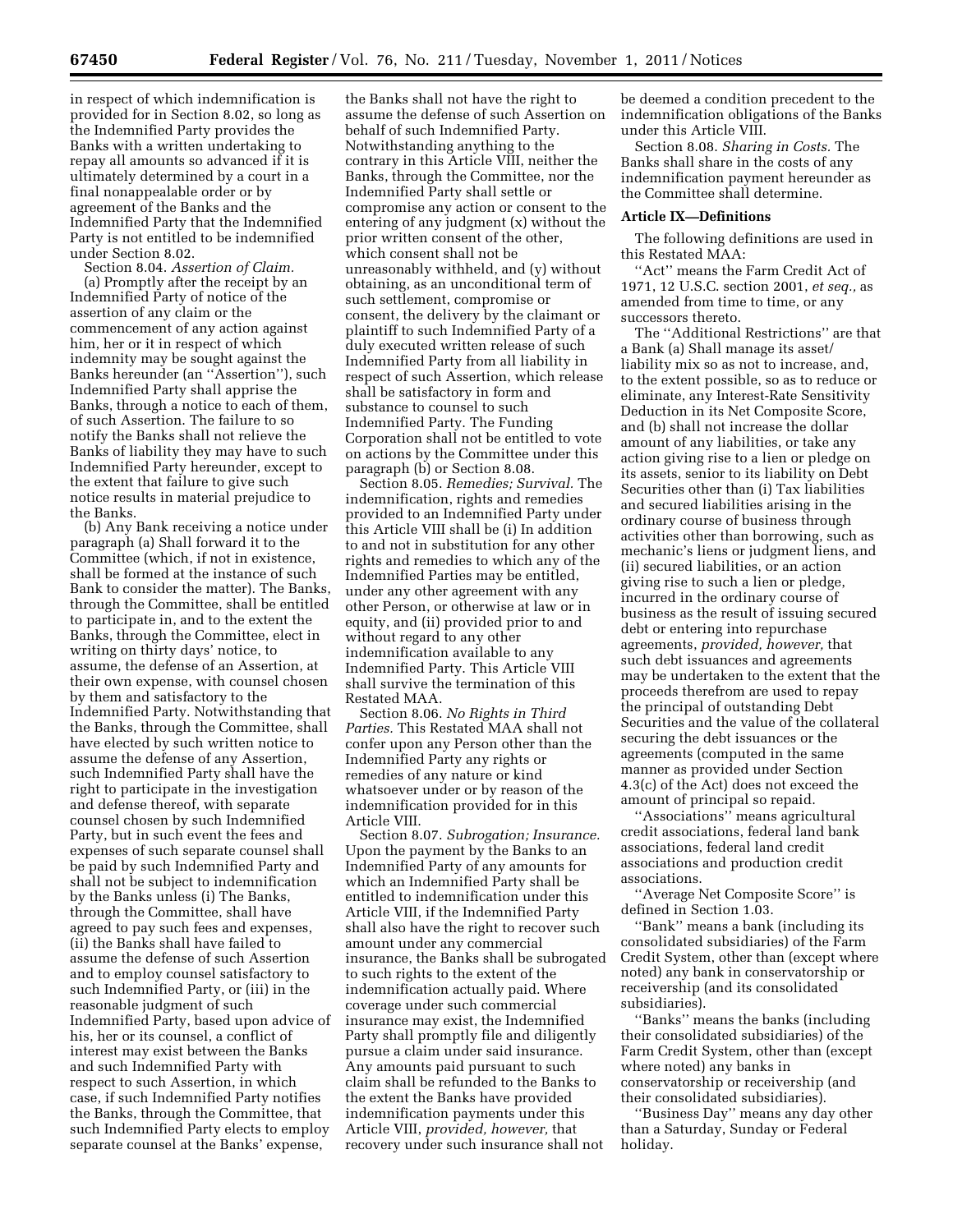in respect of which indemnification is provided for in Section 8.02, so long as the Indemnified Party provides the Banks with a written undertaking to repay all amounts so advanced if it is ultimately determined by a court in a final nonappealable order or by agreement of the Banks and the Indemnified Party that the Indemnified Party is not entitled to be indemnified under Section 8.02.

Section 8.04. *Assertion of Claim.*

(a) Promptly after the receipt by an Indemnified Party of notice of the assertion of any claim or the commencement of any action against him, her or it in respect of which indemnity may be sought against the Banks hereunder (an ''Assertion''), such Indemnified Party shall apprise the Banks, through a notice to each of them, of such Assertion. The failure to so notify the Banks shall not relieve the Banks of liability they may have to such Indemnified Party hereunder, except to the extent that failure to give such notice results in material prejudice to the Banks.

(b) Any Bank receiving a notice under paragraph (a) Shall forward it to the Committee (which, if not in existence, shall be formed at the instance of such Bank to consider the matter). The Banks, through the Committee, shall be entitled to participate in, and to the extent the Banks, through the Committee, elect in writing on thirty days' notice, to assume, the defense of an Assertion, at their own expense, with counsel chosen by them and satisfactory to the Indemnified Party. Notwithstanding that the Banks, through the Committee, shall have elected by such written notice to assume the defense of any Assertion, such Indemnified Party shall have the right to participate in the investigation and defense thereof, with separate counsel chosen by such Indemnified Party, but in such event the fees and expenses of such separate counsel shall be paid by such Indemnified Party and shall not be subject to indemnification by the Banks unless (i) The Banks, through the Committee, shall have agreed to pay such fees and expenses, (ii) the Banks shall have failed to assume the defense of such Assertion and to employ counsel satisfactory to such Indemnified Party, or (iii) in the reasonable judgment of such Indemnified Party, based upon advice of his, her or its counsel, a conflict of interest may exist between the Banks and such Indemnified Party with respect to such Assertion, in which case, if such Indemnified Party notifies the Banks, through the Committee, that such Indemnified Party elects to employ separate counsel at the Banks' expense, the Banks shall not have the right to assume the defense of such Assertion on behalf of such Indemnified Party. Notwithstanding anything to the contrary in this Article VIII, neither the Banks, through the Committee, nor the Indemnified Party shall settle or compromise any action or consent to the entering of any judgment (x) without the prior written consent of the other, which consent shall not be unreasonably withheld, and (y) without obtaining, as an unconditional term of such settlement, compromise or consent, the delivery by the claimant or plaintiff to such Indemnified Party of a duly executed written release of such Indemnified Party from all liability in respect of such Assertion, which release shall be satisfactory in form and substance to counsel to such Indemnified Party. The Funding Corporation shall not be entitled to vote on actions by the Committee under this paragraph (b) or Section 8.08.

Section 8.05. *Remedies; Survival.* The indemnification, rights and remedies provided to an Indemnified Party under this Article VIII shall be (i) In addition to and not in substitution for any other rights and remedies to which any of the Indemnified Parties may be entitled, under any other agreement with any other Person, or otherwise at law or in equity, and (ii) provided prior to and without regard to any other indemnification available to any Indemnified Party. This Article VIII shall survive the termination of this Restated MAA.

Section 8.06. *No Rights in Third Parties.* This Restated MAA shall not confer upon any Person other than the Indemnified Party any rights or remedies of any nature or kind whatsoever under or by reason of the indemnification provided for in this Article VIII.

Section 8.07. *Subrogation; Insurance.* Upon the payment by the Banks to an Indemnified Party of any amounts for which an Indemnified Party shall be entitled to indemnification under this Article VIII, if the Indemnified Party shall also have the right to recover such amount under any commercial insurance, the Banks shall be subrogated to such rights to the extent of the indemnification actually paid. Where coverage under such commercial insurance may exist, the Indemnified Party shall promptly file and diligently pursue a claim under said insurance. Any amounts paid pursuant to such claim shall be refunded to the Banks to the extent the Banks have provided indemnification payments under this Article VIII, *provided, however,* that recovery under such insurance shall not be deemed a condition precedent to the indemnification obligations of the Banks under this Article VIII.

Section 8.08. *Sharing in Costs.* The Banks shall share in the costs of any indemnification payment hereunder as the Committee shall determine.

**Article IX—Definitions**

The following definitions are used in this Restated MAA:

''Act'' means the Farm Credit Act of 1971, 12 U.S.C. section 2001, *et seq.,* as amended from time to time, or any successors thereto.

The ''Additional Restrictions'' are that a Bank (a) Shall manage its asset/liability mix so as not to increase, and, to the extent possible, so as to reduce or eliminate, any Interest-Rate Sensitivity Deduction in its Net Composite Score, and (b) shall not increase the dollar amount of any liabilities, or take any action giving rise to a lien or pledge on its assets, senior to its liability on Debt Securities other than (i) Tax liabilities and secured liabilities arising in the ordinary course of business through activities other than borrowing, such as mechanic's liens or judgment liens, and (ii) secured liabilities, or an action giving rise to such a lien or pledge, incurred in the ordinary course of business as the result of issuing secured debt or entering into repurchase agreements, *provided, however,* that such debt issuances and agreements may be undertaken to the extent that the proceeds therefrom are used to repay the principal of outstanding Debt Securities and the value of the collateral securing the debt issuances or the agreements (computed in the same manner as provided under Section 4.3(c) of the Act) does not exceed the amount of principal so repaid.

''Associations'' means agricultural credit associations, federal land bank associations, federal land credit associations and production credit associations.

''Average Net Composite Score'' is defined in Section 1.03.

''Bank'' means a bank (including its consolidated subsidiaries) of the Farm Credit System, other than (except where noted) any bank in conservatorship or receivership (and its consolidated subsidiaries).

''Banks'' means the banks (including their consolidated subsidiaries) of the Farm Credit System, other than (except where noted) any banks in conservatorship or receivership (and their consolidated subsidiaries).

''Business Day'' means any day other than a Saturday, Sunday or Federal holiday.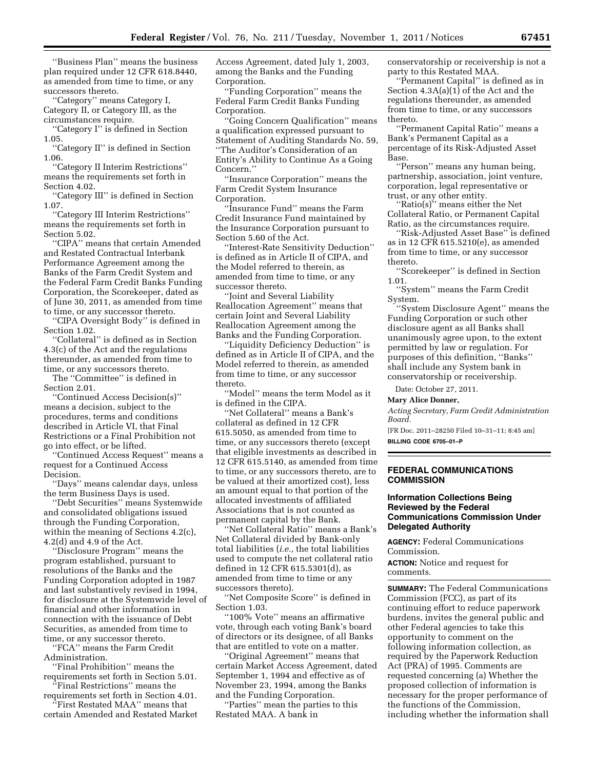''Business Plan'' means the business plan required under 12 CFR 618.8440, as amended from time to time, or any successors thereto.

''Category'' means Category I, Category II, or Category III, as the circumstances require.

''Category I'' is defined in Section 1.05.

''Category II'' is defined in Section 1.06.

''Category II Interim Restrictions'' means the requirements set forth in Section 4.02.

''Category III'' is defined in Section 1.07.

''Category III Interim Restrictions'' means the requirements set forth in Section 5.02.

''CIPA'' means that certain Amended and Restated Contractual Interbank Performance Agreement among the Banks of the Farm Credit System and the Federal Farm Credit Banks Funding Corporation, the Scorekeeper, dated as of June 30, 2011, as amended from time to time, or any successor thereto.

''CIPA Oversight Body'' is defined in Section 1.02.

''Collateral'' is defined as in Section 4.3(c) of the Act and the regulations thereunder, as amended from time to time, or any successors thereto.

The ''Committee'' is defined in Section 2.01.

''Continued Access Decision(s)'' means a decision, subject to the procedures, terms and conditions described in Article VI, that Final Restrictions or a Final Prohibition not go into effect, or be lifted.

''Continued Access Request'' means a request for a Continued Access Decision.

''Days'' means calendar days, unless the term Business Days is used.

''Debt Securities'' means Systemwide and consolidated obligations issued through the Funding Corporation, within the meaning of Sections 4.2(c), 4.2(d) and 4.9 of the Act.

''Disclosure Program'' means the program established, pursuant to resolutions of the Banks and the Funding Corporation adopted in 1987 and last substantively revised in 1994, for disclosure at the Systemwide level of financial and other information in connection with the issuance of Debt Securities, as amended from time to time, or any successor thereto.

''FCA'' means the Farm Credit Administration.

''Final Prohibition'' means the requirements set forth in Section 5.01.

''Final Restrictions'' means the requirements set forth in Section 4.01.

''First Restated MAA'' means that certain Amended and Restated Market Access Agreement, dated July 1, 2003, among the Banks and the Funding Corporation.

''Funding Corporation'' means the Federal Farm Credit Banks Funding Corporation.

''Going Concern Qualification'' means a qualification expressed pursuant to Statement of Auditing Standards No. 59, ''The Auditor's Consideration of an Entity's Ability to Continue As a Going Concern.''

''Insurance Corporation'' means the Farm Credit System Insurance Corporation.

''Insurance Fund'' means the Farm Credit Insurance Fund maintained by the Insurance Corporation pursuant to Section 5.60 of the Act.

''Interest-Rate Sensitivity Deduction'' is defined as in Article II of CIPA, and the Model referred to therein, as amended from time to time, or any successor thereto.

''Joint and Several Liability Reallocation Agreement'' means that certain Joint and Several Liability Reallocation Agreement among the Banks and the Funding Corporation.

''Liquidity Deficiency Deduction'' is defined as in Article II of CIPA, and the Model referred to therein, as amended from time to time, or any successor thereto.

''Model'' means the term Model as it is defined in the CIPA.

''Net Collateral'' means a Bank's collateral as defined in 12 CFR 615.5050, as amended from time to time, or any successors thereto (except that eligible investments as described in 12 CFR 615.5140, as amended from time to time, or any successors thereto, are to be valued at their amortized cost), less an amount equal to that portion of the allocated investments of affiliated Associations that is not counted as permanent capital by the Bank.

''Net Collateral Ratio'' means a Bank's Net Collateral divided by Bank-only total liabilities (*i.e.,* the total liabilities used to compute the net collateral ratio defined in 12 CFR 615.5301(d), as amended from time to time or any successors thereto).

''Net Composite Score'' is defined in Section 1.03.

''100% Vote'' means an affirmative vote, through each voting Bank's board of directors or its designee, of all Banks that are entitled to vote on a matter.

''Original Agreement'' means that certain Market Access Agreement, dated September 1, 1994 and effective as of November 23, 1994, among the Banks and the Funding Corporation.

''Parties'' mean the parties to this Restated MAA. A bank in conservatorship or receivership is not a party to this Restated MAA.

''Permanent Capital'' is defined as in Section 4.3A(a)(1) of the Act and the regulations thereunder, as amended from time to time, or any successors thereto.

''Permanent Capital Ratio'' means a Bank's Permanent Capital as a percentage of its Risk-Adjusted Asset Base.

''Person'' means any human being, partnership, association, joint venture, corporation, legal representative or trust, or any other entity.

''Ratio(s)'' means either the Net Collateral Ratio, or Permanent Capital Ratio, as the circumstances require.

''Risk-Adjusted Asset Base'' is defined as in 12 CFR 615.5210(e), as amended from time to time, or any successor thereto.

''Scorekeeper'' is defined in Section 1.01.

''System'' means the Farm Credit System.

''System Disclosure Agent'' means the Funding Corporation or such other disclosure agent as all Banks shall unanimously agree upon, to the extent permitted by law or regulation. For purposes of this definition, ''Banks'' shall include any System bank in conservatorship or receivership.

Date: October 27, 2011.

**Mary Alice Donner,**

*Acting Secretary, Farm Credit Administration Board.*

[FR Doc. 2011–28250 Filed 10–31–11; 8:45 am]

**BILLING CODE 6705–01–P**

## FEDERAL COMMUNICATIONS COMMISSION

### Information Collections Being Reviewed by the Federal Communications Commission Under Delegated Authority

**AGENCY:** Federal Communications Commission.

**ACTION:** Notice and request for comments.

**SUMMARY:** The Federal Communications Commission (FCC), as part of its continuing effort to reduce paperwork burdens, invites the general public and other Federal agencies to take this opportunity to comment on the following information collection, as required by the Paperwork Reduction Act (PRA) of 1995. Comments are requested concerning (a) Whether the proposed collection of information is necessary for the proper performance of the functions of the Commission, including whether the information shall